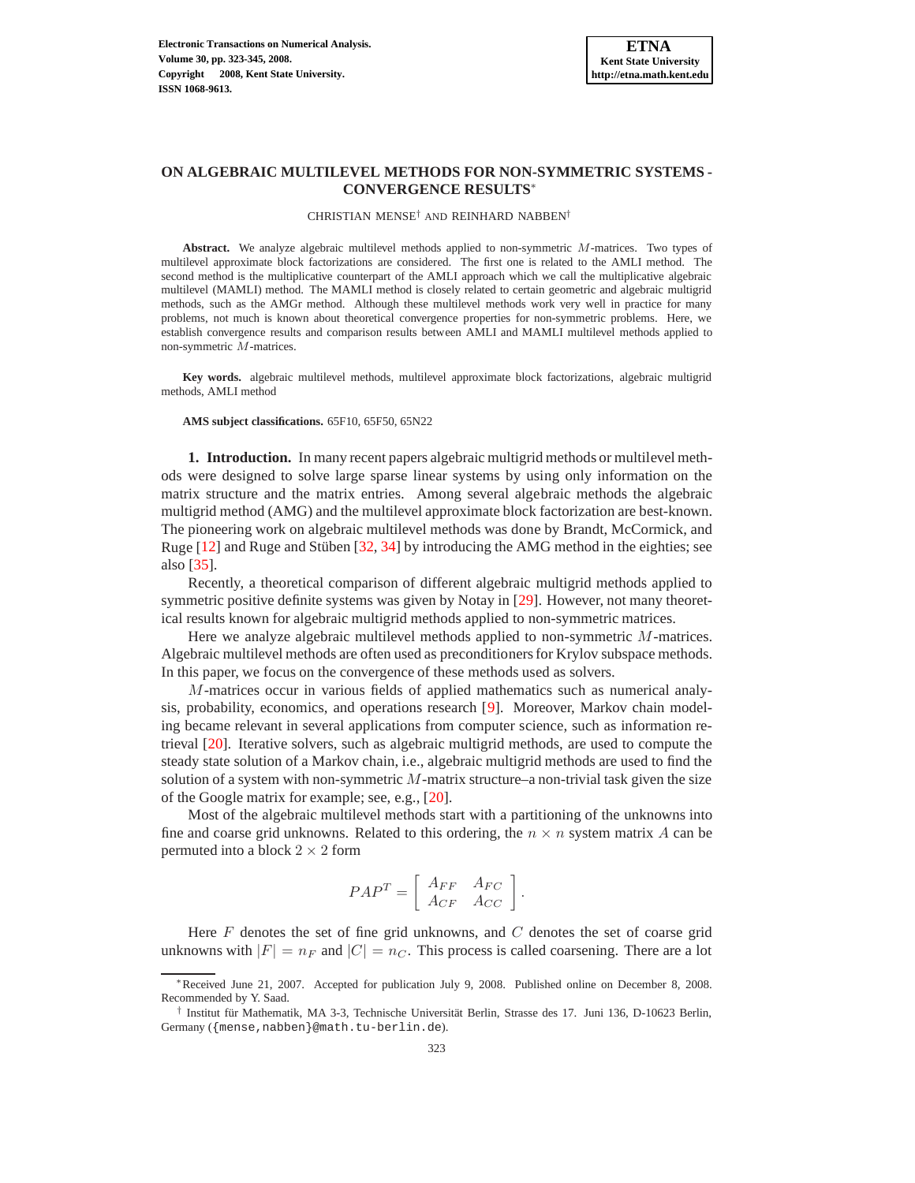# ON ALGEBRAIC MULTILEVEL METHODS FOR NON-SYMMETRIC SYSTEMS - CONVERGENCE RESULTS*

CHRISTIAN MENSE† AND REINHARD NABBEN†

**Abstract.** We analyze algebraic multilevel methods applied to non-symmetric $M$-matrices. Two types of multilevel approximate block factorizations are considered. The first one is related to the AMLI method. The second method is the multiplicative counterpart of the AMLI approach which we call the multiplicative algebraic multilevel (MAMLI) method. The MAMLI method is closely related to certain geometric and algebraic multigrid methods, such as the AMGr method. Although these multilevel methods work very well in practice for many problems, not much is known about theoretical convergence properties for non-symmetric problems. Here, we establish convergence results and comparison results between AMLI and MAMLI multilevel methods applied to non-symmetric $M$-matrices.

**Key words.** algebraic multilevel methods, multilevel approximate block factorizations, algebraic multigrid methods, AMLI method

**AMS subject classifications.** 65F10, 65F50, 65N22

**1. Introduction.** In many recent papers algebraic multigrid methods or multilevel methods were designed to solve large sparse linear systems by using only information on the matrix structure and the matrix entries. Among several algebraic methods the algebraic multigrid method (AMG) and the multilevel approximate block factorization are best-known. The pioneering work on algebraic multilevel methods was done by Brandt, McCormick, and Ruge [12] and Ruge and Stüben [32, 34] by introducing the AMG method in the eighties; see also [35].

Recently, a theoretical comparison of different algebraic multigrid methods applied to symmetric positive definite systems was given by Notay in [29]. However, not many theoretical results known for algebraic multigrid methods applied to non-symmetric matrices.

Here we analyze algebraic multilevel methods applied to non-symmetric $M$-matrices. Algebraic multilevel methods are often used as preconditioners for Krylov subspace methods. In this paper, we focus on the convergence of these methods used as solvers.

$M$-matrices occur in various fields of applied mathematics such as numerical analysis, probability, economics, and operations research [9]. Moreover, Markov chain modeling became relevant in several applications from computer science, such as information retrieval [20]. Iterative solvers, such as algebraic multigrid methods, are used to compute the steady state solution of a Markov chain, i.e., algebraic multigrid methods are used to find the solution of a system with non-symmetric $M$-matrix structure–a non-trivial task given the size of the Google matrix for example; see, e.g., [20].

Most of the algebraic multilevel methods start with a partitioning of the unknowns into fine and coarse grid unknowns. Related to this ordering, the $n \times n$ system matrix $A$ can be permuted into a block $2 \times 2$ form

$$PAP^T = \begin{bmatrix} A_{FF} & A_{FC} \\ A_{CF} & A_{CC} \end{bmatrix}.$$

Here $F$ denotes the set of fine grid unknowns, and $C$ denotes the set of coarse grid unknowns with $|F| = n_F$ and $|C| = n_C$. This process is called coarsening. There are a lot

---

*Received June 21, 2007. Accepted for publication July 9, 2008. Published online on December 8, 2008. Recommended by Y. Saad.

† Institut für Mathematik, MA 3-3, Technische Universität Berlin, Strasse des 17. Juni 136, D-10623 Berlin, Germany ({mense,nabben}@math.tu-berlin.de).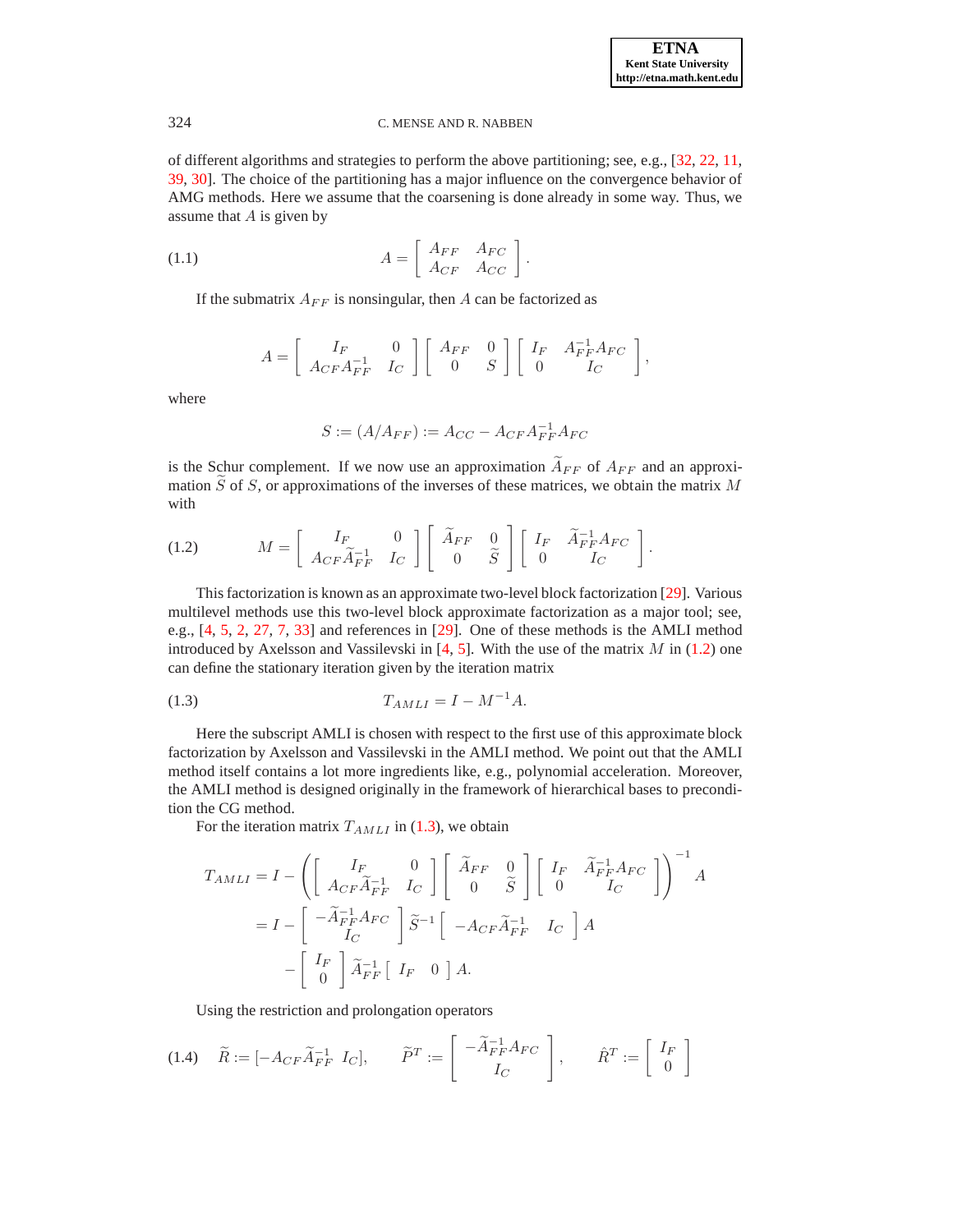of different algorithms and strategies to perform the above partitioning; see, e.g., [32, 22, 11, 39, 30]. The choice of the partitioning has a major influence on the convergence behavior of AMG methods. Here we assume that the coarsening is done already in some way. Thus, we assume that $A$ is given by

$$A = \begin{bmatrix} A_{FF} & A_{FC} \\ A_{CF} & A_{CC} \end{bmatrix}. \tag{1.1}$$

If the submatrix $A_{FF}$ is nonsingular, then $A$ can be factorized as

$$A = \begin{bmatrix} I_F & 0 \\ A_{CF}A_{FF}^{-1} & I_C \end{bmatrix} \begin{bmatrix} A_{FF} & 0 \\ 0 & S \end{bmatrix} \begin{bmatrix} I_F & A_{FF}^{-1}A_{FC} \\ 0 & I_C \end{bmatrix},$$

where

$$S := (A/A_{FF}) := A_{CC} - A_{CF}A_{FF}^{-1}A_{FC}$$

is the Schur complement. If we now use an approximation $\widetilde{A}_{FF}$ of $A_{FF}$ and an approximation $\widetilde{S}$ of $S$, or approximations of the inverses of these matrices, we obtain the matrix $M$ with

$$M = \begin{bmatrix} I_F & 0 \\ A_{CF}\widetilde{A}_{FF}^{-1} & I_C \end{bmatrix} \begin{bmatrix} \widetilde{A}_{FF} & 0 \\ 0 & \widetilde{S} \end{bmatrix} \begin{bmatrix} I_F & \widetilde{A}_{FF}^{-1}A_{FC} \\ 0 & I_C \end{bmatrix}. \tag{1.2}$$

This factorization is known as an approximate two-level block factorization [29]. Various multilevel methods use this two-level block approximate factorization as a major tool; see, e.g., [4, 5, 2, 27, 7, 33] and references in [29]. One of these methods is the AMLI method introduced by Axelsson and Vassilevski in [4, 5]. With the use of the matrix $M$ in (1.2) one can define the stationary iteration given by the iteration matrix

$$T_{AMLI} = I - M^{-1}A. \tag{1.3}$$

Here the subscript AMLI is chosen with respect to the first use of this approximate block factorization by Axelsson and Vassilevski in the AMLI method. We point out that the AMLI method itself contains a lot more ingredients like, e.g., polynomial acceleration. Moreover, the AMLI method is designed originally in the framework of hierarchical bases to precondition the CG method.

For the iteration matrix $T_{AMLI}$ in (1.3), we obtain

$$\begin{aligned} T_{AMLI} &= I - \left( \begin{bmatrix} I_F & 0 \\ A_{CF}\widetilde{A}_{FF}^{-1} & I_C \end{bmatrix} \begin{bmatrix} \widetilde{A}_{FF} & 0 \\ 0 & \widetilde{S} \end{bmatrix} \begin{bmatrix} I_F & \widetilde{A}_{FF}^{-1}A_{FC} \\ 0 & I_C \end{bmatrix} \right)^{-1} A \\ &= I - \begin{bmatrix} -\widetilde{A}_{FF}^{-1}A_{FC} \\ I_C \end{bmatrix} \widetilde{S}^{-1} \begin{bmatrix} -A_{CF}\widetilde{A}_{FF}^{-1} & I_C \end{bmatrix} A \\ &\quad - \begin{bmatrix} I_F \\ 0 \end{bmatrix} \widetilde{A}_{FF}^{-1} \begin{bmatrix} I_F & 0 \end{bmatrix} A. \end{aligned}$$

Using the restriction and prolongation operators

$$\widetilde{R} := [-A_{CF}\widetilde{A}_{FF}^{-1} \;\; I_C], \qquad \widetilde{P}^T := \begin{bmatrix} -\widetilde{A}_{FF}^{-1}A_{FC} \\ I_C \end{bmatrix}, \qquad \hat{R}^T := \begin{bmatrix} I_F \\ 0 \end{bmatrix} \tag{1.4}$$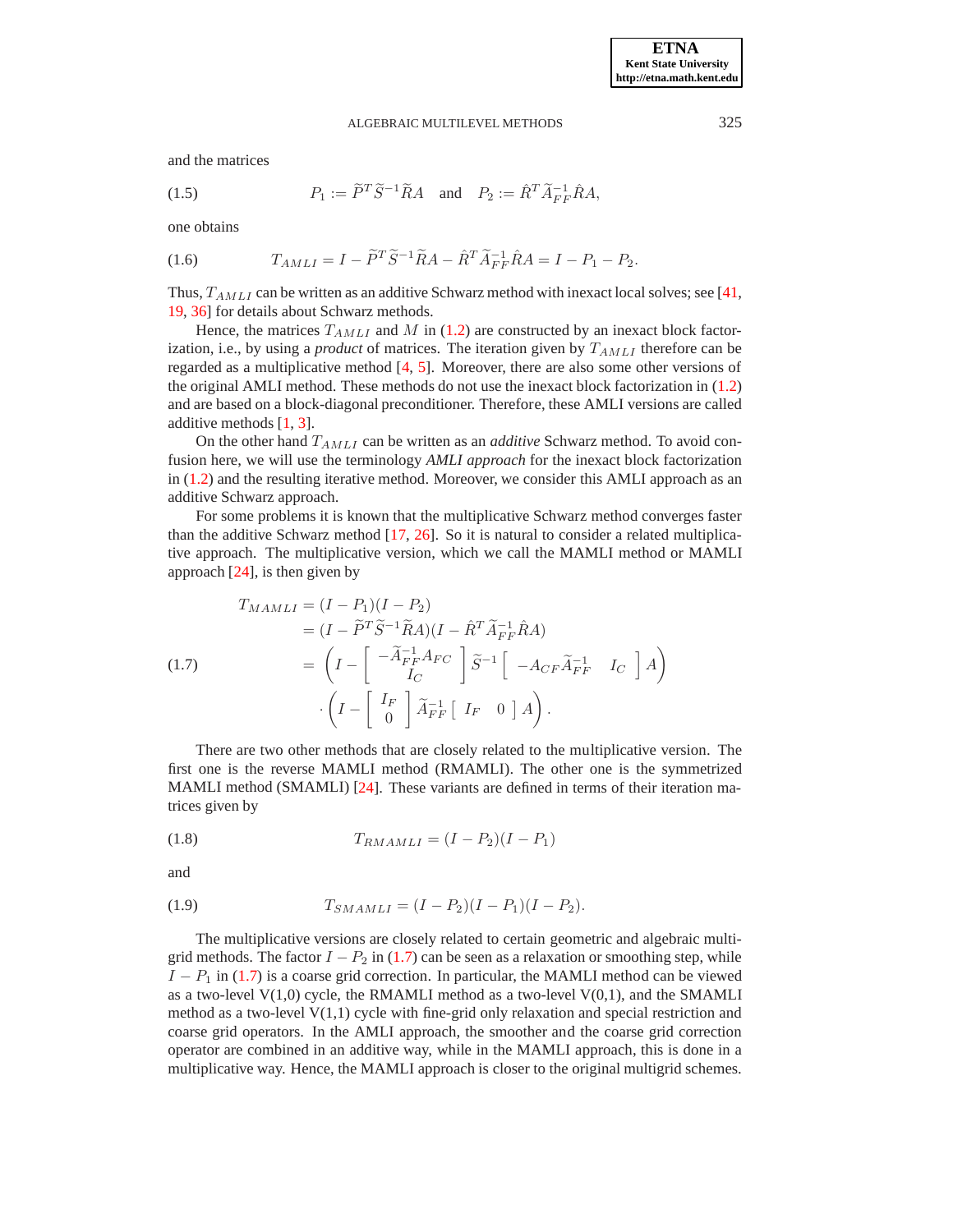and the matrices

$$P_1 := \widetilde{P}^T \widetilde{S}^{-1} \widetilde{R} A \quad \text{and} \quad P_2 := \hat{R}^T \widetilde{A}_{FF}^{-1} \hat{R} A, \tag{1.5}$$

one obtains

$$T_{AMLI} = I - \widetilde{P}^T \widetilde{S}^{-1} \widetilde{R} A - \hat{R}^T \widetilde{A}_{FF}^{-1} \hat{R} A = I - P_1 - P_2. \tag{1.6}$$

Thus, $T_{AMLI}$ can be written as an additive Schwarz method with inexact local solves; see [41, 19, 36] for details about Schwarz methods.

Hence, the matrices $T_{AMLI}$ and $M$ in (1.2) are constructed by an inexact block factorization, i.e., by using a *product* of matrices. The iteration given by $T_{AMLI}$ therefore can be regarded as a multiplicative method [4, 5]. Moreover, there are also some other versions of the original AMLI method. These methods do not use the inexact block factorization in (1.2) and are based on a block-diagonal preconditioner. Therefore, these AMLI versions are called additive methods [1, 3].

On the other hand $T_{AMLI}$ can be written as an *additive* Schwarz method. To avoid confusion here, we will use the terminology *AMLI approach* for the inexact block factorization in (1.2) and the resulting iterative method. Moreover, we consider this AMLI approach as an additive Schwarz approach.

For some problems it is known that the multiplicative Schwarz method converges faster than the additive Schwarz method [17, 26]. So it is natural to consider a related multiplicative approach. The multiplicative version, which we call the MAMLI method or MAMLI approach [24], is then given by

$$\begin{aligned} T_{MAMLI} &= (I - P_1)(I - P_2) \\ &= (I - \widetilde{P}^T \widetilde{S}^{-1} \widetilde{R} A)(I - \hat{R}^T \widetilde{A}_{FF}^{-1} \hat{R} A) \\ &= \left( I - \begin{bmatrix} -\widetilde{A}_{FF}^{-1} A_{FC} \\ I_C \end{bmatrix} \widetilde{S}^{-1} \begin{bmatrix} -A_{CF} \widetilde{A}_{FF}^{-1} & I_C \end{bmatrix} A \right) \\ &\quad \cdot \left( I - \begin{bmatrix} I_F \\ 0 \end{bmatrix} \widetilde{A}_{FF}^{-1} \begin{bmatrix} I_F & 0 \end{bmatrix} A \right). \end{aligned} \tag{1.7}$$

There are two other methods that are closely related to the multiplicative version. The first one is the reverse MAMLI method (RMAMLI). The other one is the symmetrized MAMLI method (SMAMLI) [24]. These variants are defined in terms of their iteration matrices given by

$$T_{RMAMLI} = (I - P_2)(I - P_1) \tag{1.8}$$

and

$$T_{SMAMLI} = (I - P_2)(I - P_1)(I - P_2). \tag{1.9}$$

The multiplicative versions are closely related to certain geometric and algebraic multigrid methods. The factor $I - P_2$ in (1.7) can be seen as a relaxation or smoothing step, while $I - P_1$ in (1.7) is a coarse grid correction. In particular, the MAMLI method can be viewed as a two-level V(1,0) cycle, the RMAMLI method as a two-level V(0,1), and the SMAMLI method as a two-level V(1,1) cycle with fine-grid only relaxation and special restriction and coarse grid operators. In the AMLI approach, the smoother and the coarse grid correction operator are combined in an additive way, while in the MAMLI approach, this is done in a multiplicative way. Hence, the MAMLI approach is closer to the original multigrid schemes.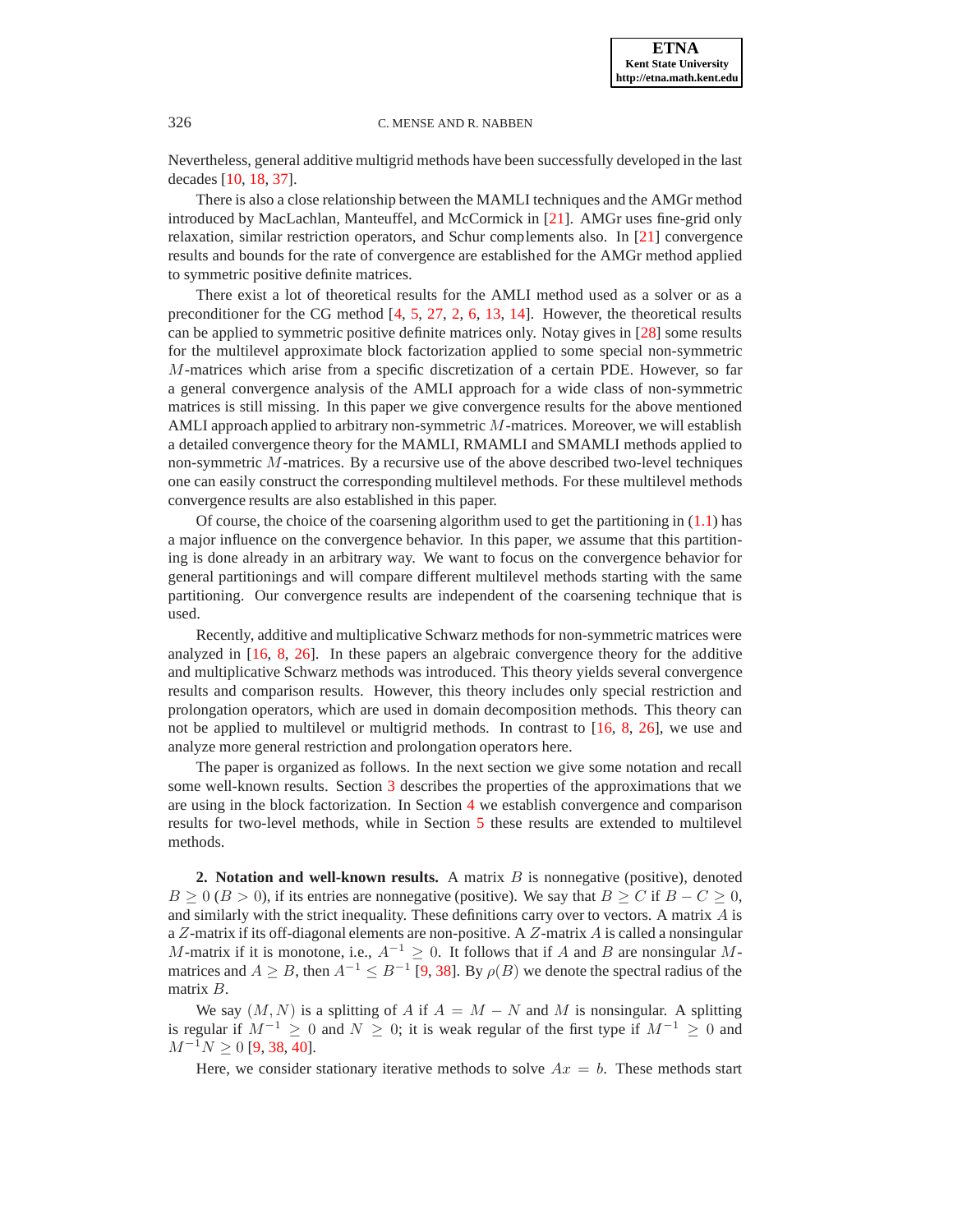Nevertheless, general additive multigrid methods have been successfully developed in the last decades [10, 18, 37].

There is also a close relationship between the MAMLI techniques and the AMGr method introduced by MacLachlan, Manteuffel, and McCormick in [21]. AMGr uses fine-grid only relaxation, similar restriction operators, and Schur complements also. In [21] convergence results and bounds for the rate of convergence are established for the AMGr method applied to symmetric positive definite matrices.

There exist a lot of theoretical results for the AMLI method used as a solver or as a preconditioner for the CG method [4, 5, 27, 2, 6, 13, 14]. However, the theoretical results can be applied to symmetric positive definite matrices only. Notay gives in [28] some results for the multilevel approximate block factorization applied to some special non-symmetric $M$-matrices which arise from a specific discretization of a certain PDE. However, so far a general convergence analysis of the AMLI approach for a wide class of non-symmetric matrices is still missing. In this paper we give convergence results for the above mentioned AMLI approach applied to arbitrary non-symmetric $M$-matrices. Moreover, we will establish a detailed convergence theory for the MAMLI, RMAMLI and SMAMLI methods applied to non-symmetric $M$-matrices. By a recursive use of the above described two-level techniques one can easily construct the corresponding multilevel methods. For these multilevel methods convergence results are also established in this paper.

Of course, the choice of the coarsening algorithm used to get the partitioning in (1.1) has a major influence on the convergence behavior. In this paper, we assume that this partitioning is done already in an arbitrary way. We want to focus on the convergence behavior for general partitionings and will compare different multilevel methods starting with the same partitioning. Our convergence results are independent of the coarsening technique that is used.

Recently, additive and multiplicative Schwarz methods for non-symmetric matrices were analyzed in [16, 8, 26]. In these papers an algebraic convergence theory for the additive and multiplicative Schwarz methods was introduced. This theory yields several convergence results and comparison results. However, this theory includes only special restriction and prolongation operators, which are used in domain decomposition methods. This theory can not be applied to multilevel or multigrid methods. In contrast to [16, 8, 26], we use and analyze more general restriction and prolongation operators here.

The paper is organized as follows. In the next section we give some notation and recall some well-known results. Section 3 describes the properties of the approximations that we are using in the block factorization. In Section 4 we establish convergence and comparison results for two-level methods, while in Section 5 these results are extended to multilevel methods.

## 2. Notation and well-known results.

A matrix $B$ is nonnegative (positive), denoted $B \geq 0$ ($B > 0$), if its entries are nonnegative (positive). We say that $B \geq C$ if $B - C \geq 0$, and similarly with the strict inequality. These definitions carry over to vectors. A matrix $A$ is a $Z$-matrix if its off-diagonal elements are non-positive. A $Z$-matrix $A$ is called a nonsingular $M$-matrix if it is monotone, i.e., $A^{-1} \geq 0$. It follows that if $A$ and $B$ are nonsingular $M$-matrices and $A \geq B$, then $A^{-1} \leq B^{-1}$ [9, 38]. By $\rho(B)$ we denote the spectral radius of the matrix $B$.

We say $(M, N)$ is a splitting of $A$ if $A = M - N$ and $M$ is nonsingular. A splitting is regular if $M^{-1} \geq 0$ and $N \geq 0$; it is weak regular of the first type if $M^{-1} \geq 0$ and $M^{-1}N \geq 0$ [9, 38, 40].

Here, we consider stationary iterative methods to solve $Ax = b$. These methods start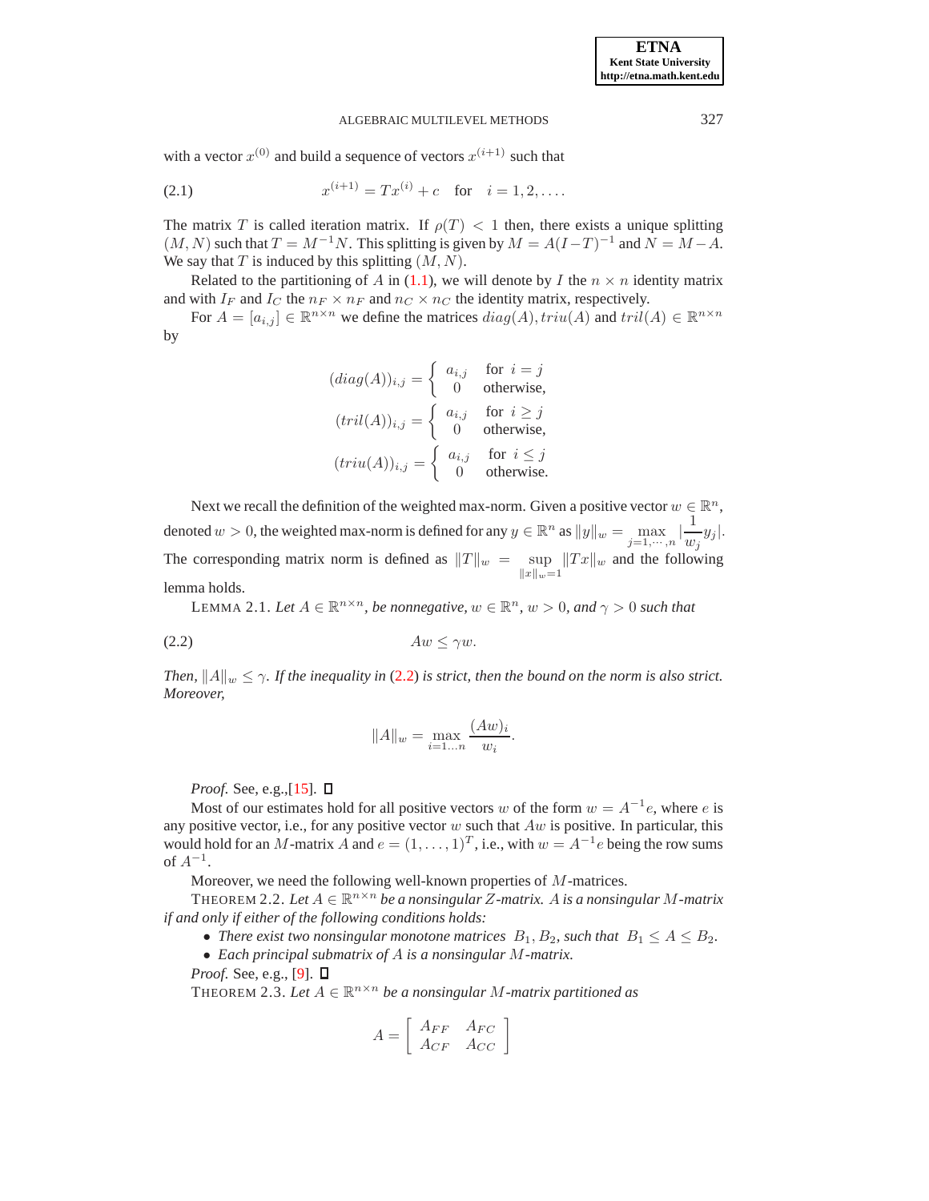with a vector $x^{(0)}$ and build a sequence of vectors $x^{(i+1)}$ such that

$$x^{(i+1)} = Tx^{(i)} + c \quad \text{for} \quad i = 1, 2, \ldots. \tag{2.1}$$

The matrix $T$ is called iteration matrix. If $\rho(T) < 1$ then, there exists a unique splitting $(M, N)$ such that $T = M^{-1}N$. This splitting is given by $M = A(I - T)^{-1}$ and $N = M - A$. We say that $T$ is induced by this splitting $(M, N)$.

Related to the partitioning of $A$ in (1.1), we will denote by $I$ the $n \times n$ identity matrix and with $I_F$ and $I_C$ the $n_F \times n_F$ and $n_C \times n_C$ the identity matrix, respectively.

For $A = [a_{i,j}] \in \mathbb{R}^{n \times n}$ we define the matrices $diag(A), triu(A)$ and $tril(A) \in \mathbb{R}^{n \times n}$ by

$$(diag(A))_{i,j} = \begin{cases} a_{i,j} & \text{for } i = j \\ 0 & \text{otherwise,} \end{cases}$$

$$(tril(A))_{i,j} = \begin{cases} a_{i,j} & \text{for } i \geq j \\ 0 & \text{otherwise,} \end{cases}$$

$$(triu(A))_{i,j} = \begin{cases} a_{i,j} & \text{for } i \leq j \\ 0 & \text{otherwise.} \end{cases}$$

Next we recall the definition of the weighted max-norm. Given a positive vector $w \in \mathbb{R}^n$, denoted $w > 0$, the weighted max-norm is defined for any $y \in \mathbb{R}^n$ as $\|y\|_w = \max\limits_{j=1,\cdots,n} |\frac{1}{w_j} y_j|$. The corresponding matrix norm is defined as $\|T\|_w = \sup\limits_{\|x\|_w = 1} \|Tx\|_w$ and the following lemma holds.

LEMMA 2.1. *Let $A \in \mathbb{R}^{n \times n}$, be nonnegative, $w \in \mathbb{R}^n$, $w > 0$, and $\gamma > 0$ such that*

$$Aw \leq \gamma w. \tag{2.2}$$

*Then, $\|A\|_w \leq \gamma$. If the inequality in (2.2) is strict, then the bound on the norm is also strict. Moreover,*

$$\|A\|_w = \max_{i=1\ldots n} \frac{(Aw)_i}{w_i}.$$

*Proof.* See, e.g.,[15]. ☐

Most of our estimates hold for all positive vectors $w$ of the form $w = A^{-1}e$, where $e$ is any positive vector, i.e., for any positive vector $w$ such that $Aw$ is positive. In particular, this would hold for an $M$-matrix $A$ and $e = (1, \ldots, 1)^T$, i.e., with $w = A^{-1}e$ being the row sums of $A^{-1}$.

Moreover, we need the following well-known properties of $M$-matrices.

THEOREM 2.2. *Let $A \in \mathbb{R}^{n \times n}$ be a nonsingular $Z$-matrix. $A$ is a nonsingular $M$-matrix if and only if either of the following conditions holds:*

- *There exist two nonsingular monotone matrices $B_1, B_2$, such that $B_1 \leq A \leq B_2$.*
- *Each principal submatrix of $A$ is a nonsingular $M$-matrix.*

*Proof.* See, e.g., [9]. ☐

THEOREM 2.3. *Let $A \in \mathbb{R}^{n \times n}$ be a nonsingular $M$-matrix partitioned as*

$$A = \begin{bmatrix} A_{FF} & A_{FC} \\ A_{CF} & A_{CC} \end{bmatrix}$$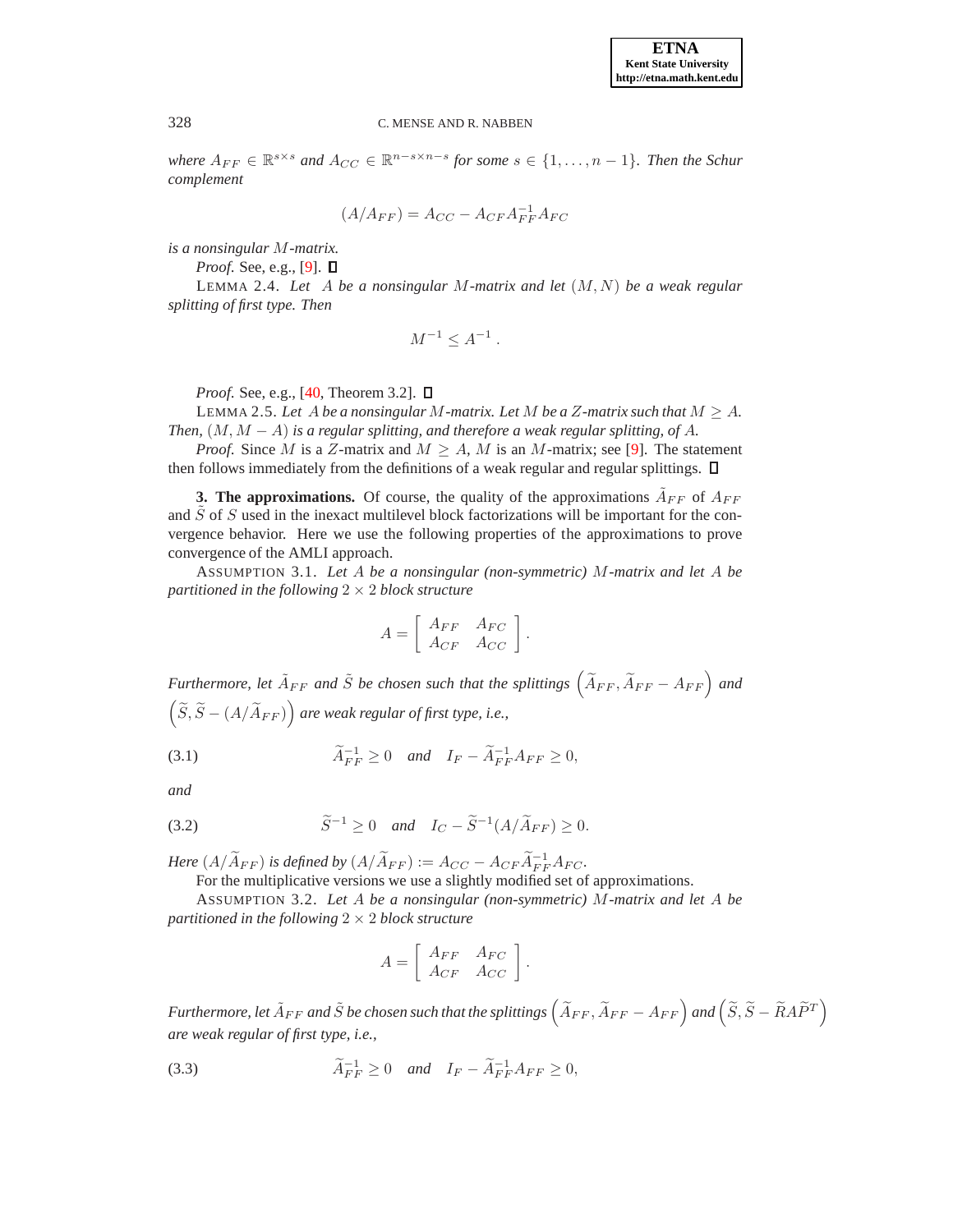*where $A_{FF} \in \mathbb{R}^{s \times s}$ and $A_{CC} \in \mathbb{R}^{n-s \times n-s}$ for some $s \in \{1, \ldots, n-1\}$. Then the Schur complement*

$$(A/A_{FF}) = A_{CC} - A_{CF} A_{FF}^{-1} A_{FC}$$

*is a nonsingular $M$-matrix.*

*Proof.* See, e.g., [9]. ☐

LEMMA 2.4. *Let $A$ be a nonsingular $M$-matrix and let $(M, N)$ be a weak regular splitting of first type. Then*

$$M^{-1} \leq A^{-1} .$$

*Proof.* See, e.g., [40, Theorem 3.2]. ☐

LEMMA 2.5. *Let $A$ be a nonsingular $M$-matrix. Let $M$ be a $Z$-matrix such that $M \geq A$. Then, $(M, M - A)$ is a regular splitting, and therefore a weak regular splitting, of $A$.*

*Proof.* Since $M$ is a $Z$-matrix and $M \geq A$, $M$ is an $M$-matrix; see [9]. The statement then follows immediately from the definitions of a weak regular and regular splittings. ☐

**3. The approximations.** Of course, the quality of the approximations $\tilde{A}_{FF}$ of $A_{FF}$ and $\tilde{S}$ of $S$ used in the inexact multilevel block factorizations will be important for the convergence behavior. Here we use the following properties of the approximations to prove convergence of the AMLI approach.

ASSUMPTION 3.1. *Let $A$ be a nonsingular (non-symmetric) $M$-matrix and let $A$ be partitioned in the following $2 \times 2$ block structure*

$$A = \begin{bmatrix} A_{FF} & A_{FC} \\ A_{CF} & A_{CC} \end{bmatrix}.$$

*Furthermore, let $\tilde{A}_{FF}$ and $\tilde{S}$ be chosen such that the splittings $\left(\widetilde{A}_{FF}, \widetilde{A}_{FF} - A_{FF}\right)$ and $\left(\widetilde{S}, \widetilde{S} - (A/\widetilde{A}_{FF})\right)$ are weak regular of first type, i.e.,*

$$\widetilde{A}_{FF}^{-1} \geq 0 \quad \textit{and} \quad I_F - \widetilde{A}_{FF}^{-1} A_{FF} \geq 0, \tag{3.1}$$

*and*

$$\widetilde{S}^{-1} \geq 0 \quad \textit{and} \quad I_C - \widetilde{S}^{-1}(A/\widetilde{A}_{FF}) \geq 0. \tag{3.2}$$

*Here $(A/\widetilde{A}_{FF})$ is defined by $(A/\widetilde{A}_{FF}) := A_{CC} - A_{CF} \widetilde{A}_{FF}^{-1} A_{FC}$.*

For the multiplicative versions we use a slightly modified set of approximations.

ASSUMPTION 3.2. *Let $A$ be a nonsingular (non-symmetric) $M$-matrix and let $A$ be partitioned in the following $2 \times 2$ block structure*

$$A = \begin{bmatrix} A_{FF} & A_{FC} \\ A_{CF} & A_{CC} \end{bmatrix}.$$

*Furthermore, let $\tilde{A}_{FF}$ and $\tilde{S}$ be chosen such that the splittings $\left(\widetilde{A}_{FF}, \widetilde{A}_{FF} - A_{FF}\right)$ and $\left(\widetilde{S}, \widetilde{S} - \widetilde{R} A \widetilde{P}^T\right)$ are weak regular of first type, i.e.,*

$$\widetilde{A}_{FF}^{-1} \geq 0 \quad \textit{and} \quad I_F - \widetilde{A}_{FF}^{-1} A_{FF} \geq 0, \tag{3.3}$$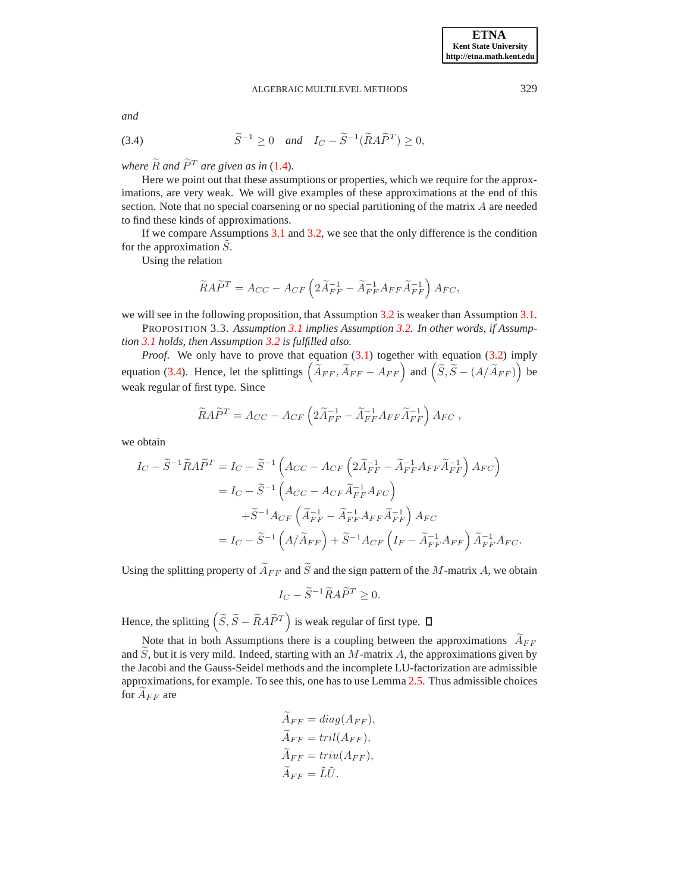*and*

$$\widetilde{S}^{-1} \geq 0 \quad \textit{and} \quad I_C - \widetilde{S}^{-1}(\widetilde{R}A\widetilde{P}^T) \geq 0, \tag{3.4}$$

*where $\widetilde{R}$ and $\widetilde{P}^T$ are given as in* (1.4).

Here we point out that these assumptions or properties, which we require for the approximations, are very weak. We will give examples of these approximations at the end of this section. Note that no special coarsening or no special partitioning of the matrix $A$ are needed to find these kinds of approximations.

If we compare Assumptions 3.1 and 3.2, we see that the only difference is the condition for the approximation $\tilde{S}$.

Using the relation

$$\widetilde{R}A\widetilde{P}^T = A_{CC} - A_{CF}\left(2\widetilde{A}_{FF}^{-1} - \widetilde{A}_{FF}^{-1}A_{FF}\widetilde{A}_{FF}^{-1}\right)A_{FC},$$

we will see in the following proposition, that Assumption 3.2 is weaker than Assumption 3.1.

PROPOSITION 3.3. *Assumption 3.1 implies Assumption 3.2. In other words, if Assumption 3.1 holds, then Assumption 3.2 is fulfilled also.*

*Proof.* We only have to prove that equation (3.1) together with equation (3.2) imply equation (3.4). Hence, let the splittings $\left(\widetilde{A}_{FF}, \widetilde{A}_{FF} - A_{FF}\right)$ and $\left(\widetilde{S}, \widetilde{S} - (A/\widetilde{A}_{FF})\right)$ be weak regular of first type. Since

$$\widetilde{R}A\widetilde{P}^T = A_{CC} - A_{CF}\left(2\widetilde{A}_{FF}^{-1} - \widetilde{A}_{FF}^{-1}A_{FF}\widetilde{A}_{FF}^{-1}\right)A_{FC}\ ,$$

we obtain

$$\begin{aligned}
I_C - \widetilde{S}^{-1}\widetilde{R}A\widetilde{P}^T &= I_C - \widetilde{S}^{-1}\left(A_{CC} - A_{CF}\left(2\widetilde{A}_{FF}^{-1} - \widetilde{A}_{FF}^{-1}A_{FF}\widetilde{A}_{FF}^{-1}\right)A_{FC}\right) \\
&= I_C - \widetilde{S}^{-1}\left(A_{CC} - A_{CF}\widetilde{A}_{FF}^{-1}A_{FC}\right) \\
&\quad + \widetilde{S}^{-1}A_{CF}\left(\widetilde{A}_{FF}^{-1} - \widetilde{A}_{FF}^{-1}A_{FF}\widetilde{A}_{FF}^{-1}\right)A_{FC} \\
&= I_C - \widetilde{S}^{-1}\left(A/\widetilde{A}_{FF}\right) + \widetilde{S}^{-1}A_{CF}\left(I_F - \widetilde{A}_{FF}^{-1}A_{FF}\right)\widetilde{A}_{FF}^{-1}A_{FC}.
\end{aligned}$$

Using the splitting property of $\widetilde{A}_{FF}$ and $\widetilde{S}$ and the sign pattern of the $M$-matrix $A$, we obtain

$$I_C - \widetilde{S}^{-1}\widetilde{R}A\widetilde{P}^T \geq 0.$$

Hence, the splitting $\left(\widetilde{S}, \widetilde{S} - \widetilde{R}A\widetilde{P}^T\right)$ is weak regular of first type. ◻

Note that in both Assumptions there is a coupling between the approximations $\widetilde{A}_{FF}$ and $\widetilde{S}$, but it is very mild. Indeed, starting with an $M$-matrix $A$, the approximations given by the Jacobi and the Gauss-Seidel methods and the incomplete LU-factorization are admissible approximations, for example. To see this, one has to use Lemma 2.5. Thus admissible choices for $\widetilde{A}_{FF}$ are

$$\begin{aligned}
\widetilde{A}_{FF} &= diag(A_{FF}), \\
\widetilde{A}_{FF} &= tril(A_{FF}), \\
\widetilde{A}_{FF} &= triu(A_{FF}), \\
\widetilde{A}_{FF} &= \tilde{L}\tilde{U}.
\end{aligned}$$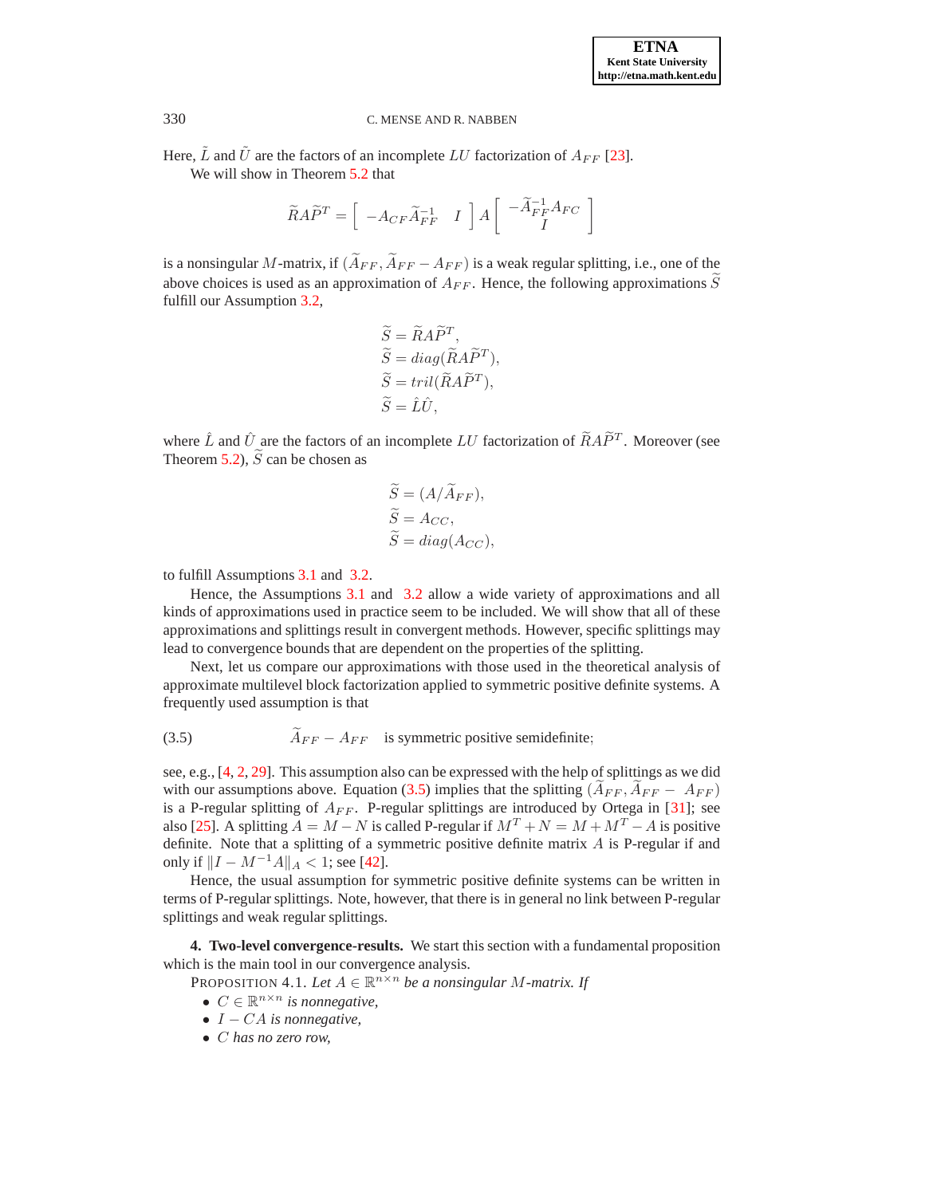Here, $\tilde{L}$ and $\tilde{U}$ are the factors of an incomplete $LU$ factorization of $A_{FF}$ [23].

We will show in Theorem 5.2 that

$$\widetilde{R}A\widetilde{P}^T = \begin{bmatrix} -A_{CF}\widetilde{A}_{FF}^{-1} & I \end{bmatrix} A \begin{bmatrix} -\widetilde{A}_{FF}^{-1}A_{FC} \\ I \end{bmatrix}$$

is a nonsingular $M$-matrix, if $(\widetilde{A}_{FF}, \widetilde{A}_{FF} - A_{FF})$ is a weak regular splitting, i.e., one of the above choices is used as an approximation of $A_{FF}$. Hence, the following approximations $\widetilde{S}$ fulfill our Assumption 3.2,

$$\begin{aligned}
\widetilde{S} &= \widetilde{R}A\widetilde{P}^T, \\
\widetilde{S} &= diag(\widetilde{R}A\widetilde{P}^T), \\
\widetilde{S} &= tril(\widetilde{R}A\widetilde{P}^T), \\
\widetilde{S} &= \hat{L}\hat{U},
\end{aligned}$$

where $\hat{L}$ and $\hat{U}$ are the factors of an incomplete $LU$ factorization of $\widetilde{R}A\widetilde{P}^T$. Moreover (see Theorem 5.2), $\widetilde{S}$ can be chosen as

$$\begin{aligned}
\widetilde{S} &= (A/\widetilde{A}_{FF}), \\
\widetilde{S} &= A_{CC}, \\
\widetilde{S} &= diag(A_{CC}),
\end{aligned}$$

to fulfill Assumptions 3.1 and 3.2.

Hence, the Assumptions 3.1 and 3.2 allow a wide variety of approximations and all kinds of approximations used in practice seem to be included. We will show that all of these approximations and splittings result in convergent methods. However, specific splittings may lead to convergence bounds that are dependent on the properties of the splitting.

Next, let us compare our approximations with those used in the theoretical analysis of approximate multilevel block factorization applied to symmetric positive definite systems. A frequently used assumption is that

$$\widetilde{A}_{FF} - A_{FF} \quad \text{is symmetric positive semidefinite;} \tag{3.5}$$

see, e.g., [4, 2, 29]. This assumption also can be expressed with the help of splittings as we did with our assumptions above. Equation (3.5) implies that the splitting $(\widetilde{A}_{FF}, \widetilde{A}_{FF} - A_{FF})$ is a P-regular splitting of $A_{FF}$. P-regular splittings are introduced by Ortega in [31]; see also [25]. A splitting $A = M - N$ is called P-regular if $M^T + N = M + M^T - A$ is positive definite. Note that a splitting of a symmetric positive definite matrix $A$ is P-regular if and only if $\|I - M^{-1}A\|_A < 1$; see [42].

Hence, the usual assumption for symmetric positive definite systems can be written in terms of P-regular splittings. Note, however, that there is in general no link between P-regular splittings and weak regular splittings.

## 4. Two-level convergence-results.

We start this section with a fundamental proposition which is the main tool in our convergence analysis.

PROPOSITION 4.1. *Let $A \in \mathbb{R}^{n\times n}$ be a nonsingular $M$-matrix. If*

- *$C \in \mathbb{R}^{n\times n}$ is nonnegative,*
- *$I - CA$ is nonnegative,*
- *$C$ has no zero row,*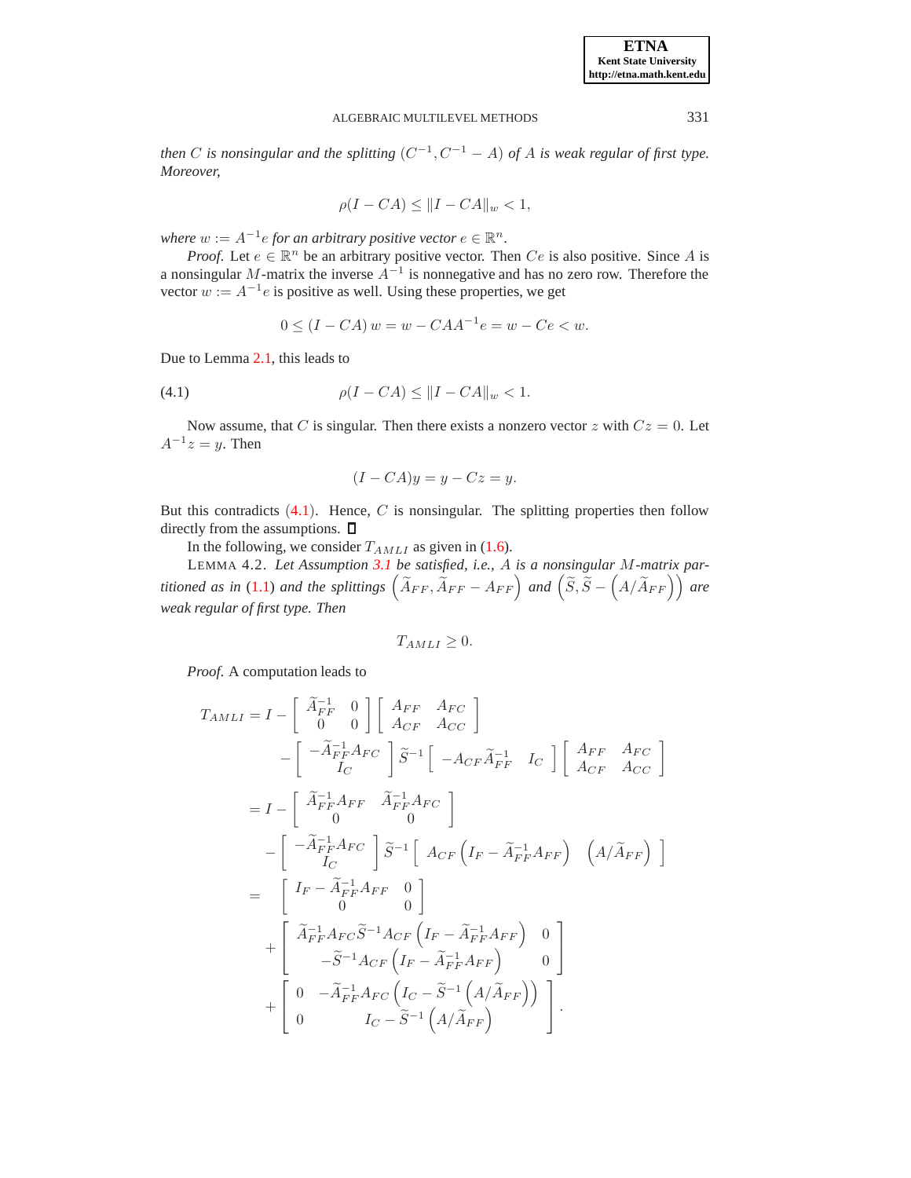*then $C$ is nonsingular and the splitting $(C^{-1}, C^{-1} - A)$ of $A$ is weak regular of first type. Moreover,*

$$\rho(I - CA) \leq \|I - CA\|_w < 1,$$

*where $w := A^{-1}e$ for an arbitrary positive vector $e \in \mathbb{R}^n$.*

*Proof.* Let $e \in \mathbb{R}^n$ be an arbitrary positive vector. Then $Ce$ is also positive. Since $A$ is a nonsingular $M$-matrix the inverse $A^{-1}$ is nonnegative and has no zero row. Therefore the vector $w := A^{-1}e$ is positive as well. Using these properties, we get

$$0 \leq (I - CA)\, w = w - CAA^{-1}e = w - Ce < w.$$

Due to Lemma 2.1, this leads to

$$\rho(I - CA) \leq \|I - CA\|_w < 1. \tag{4.1}$$

Now assume, that $C$ is singular. Then there exists a nonzero vector $z$ with $Cz = 0$. Let $A^{-1}z = y$. Then

$$(I - CA)y = y - Cz = y.$$

But this contradicts (4.1). Hence, $C$ is nonsingular. The splitting properties then follow directly from the assumptions. $\square$

In the following, we consider $T_{AMLI}$ as given in (1.6).

LEMMA 4.2. *Let Assumption 3.1 be satisfied, i.e., $A$ is a nonsingular $M$-matrix partitioned as in (1.1) and the splittings $\left(\widetilde{A}_{FF}, \widetilde{A}_{FF} - A_{FF}\right)$ and $\left(\widetilde{S}, \widetilde{S} - \left(A/\widetilde{A}_{FF}\right)\right)$ are weak regular of first type. Then*

$$T_{AMLI} \geq 0.$$

*Proof.* A computation leads to

$$
\begin{aligned}
T_{AMLI} &= I - \begin{bmatrix} \widetilde{A}_{FF}^{-1} & 0 \\ 0 & 0 \end{bmatrix} \begin{bmatrix} A_{FF} & A_{FC} \\ A_{CF} & A_{CC} \end{bmatrix} \\
&\quad - \begin{bmatrix} -\widetilde{A}_{FF}^{-1} A_{FC} \\ I_C \end{bmatrix} \widetilde{S}^{-1} \begin{bmatrix} -A_{CF}\widetilde{A}_{FF}^{-1} & I_C \end{bmatrix} \begin{bmatrix} A_{FF} & A_{FC} \\ A_{CF} & A_{CC} \end{bmatrix} \\
&= I - \begin{bmatrix} \widetilde{A}_{FF}^{-1} A_{FF} & \widetilde{A}_{FF}^{-1} A_{FC} \\ 0 & 0 \end{bmatrix} \\
&\quad - \begin{bmatrix} -\widetilde{A}_{FF}^{-1} A_{FC} \\ I_C \end{bmatrix} \widetilde{S}^{-1} \begin{bmatrix} A_{CF}\left(I_F - \widetilde{A}_{FF}^{-1} A_{FF}\right) & \left(A/\widetilde{A}_{FF}\right) \end{bmatrix} \\
&= \begin{bmatrix} I_F - \widetilde{A}_{FF}^{-1} A_{FF} & 0 \\ 0 & 0 \end{bmatrix} \\
&\quad + \begin{bmatrix} \widetilde{A}_{FF}^{-1} A_{FC} \widetilde{S}^{-1} A_{CF}\left(I_F - \widetilde{A}_{FF}^{-1} A_{FF}\right) & 0 \\ -\widetilde{S}^{-1} A_{CF}\left(I_F - \widetilde{A}_{FF}^{-1} A_{FF}\right) & 0 \end{bmatrix} \\
&\quad + \begin{bmatrix} 0 & -\widetilde{A}_{FF}^{-1} A_{FC}\left(I_C - \widetilde{S}^{-1}\left(A/\widetilde{A}_{FF}\right)\right) \\ 0 & I_C - \widetilde{S}^{-1}\left(A/\widetilde{A}_{FF}\right) \end{bmatrix}.
\end{aligned}
$$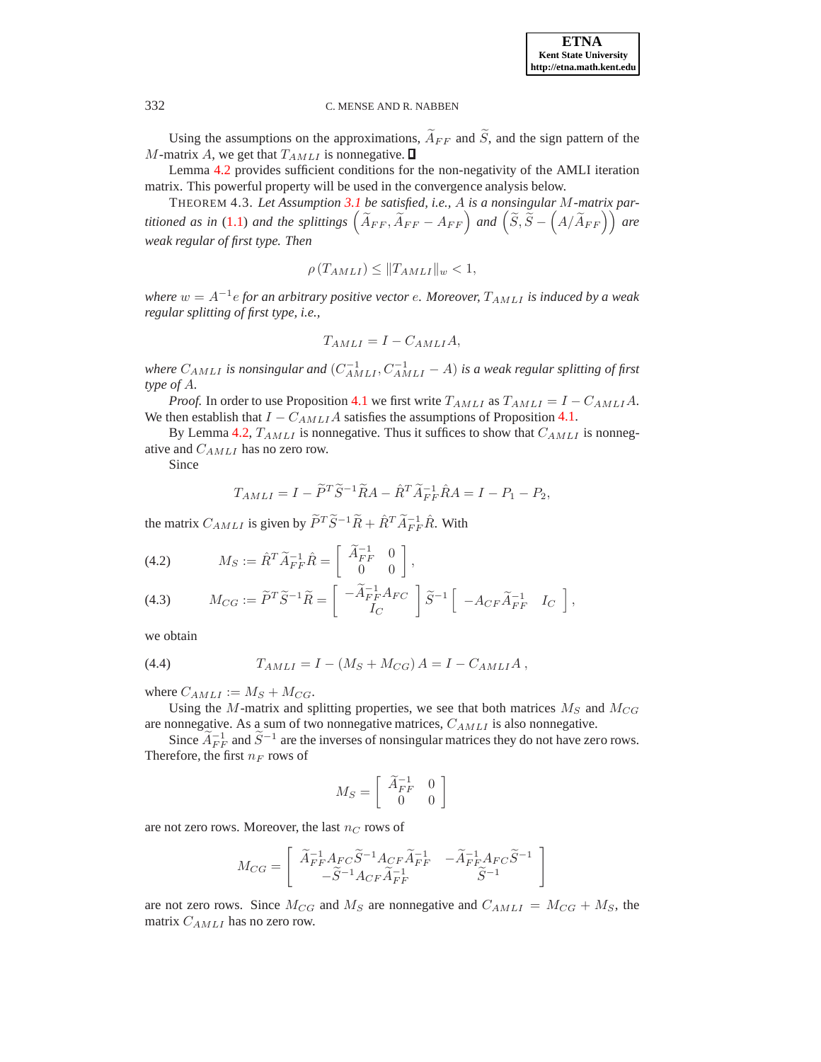Using the assumptions on the approximations, $\widetilde{A}_{FF}$ and $\widetilde{S}$, and the sign pattern of the $M$-matrix $A$, we get that $T_{AMLI}$ is nonnegative. ∎

Lemma 4.2 provides sufficient conditions for the non-negativity of the AMLI iteration matrix. This powerful property will be used in the convergence analysis below.

THEOREM 4.3. *Let Assumption 3.1 be satisfied, i.e., $A$ is a nonsingular $M$-matrix partitioned as in (1.1) and the splittings $\left(\widetilde{A}_{FF}, \widetilde{A}_{FF} - A_{FF}\right)$ and $\left(\widetilde{S}, \widetilde{S} - \left(A/\widetilde{A}_{FF}\right)\right)$ are weak regular of first type. Then*

$$\rho\left(T_{AMLI}\right) \leq \|T_{AMLI}\|_w < 1,$$

*where $w = A^{-1}e$ for an arbitrary positive vector $e$. Moreover, $T_{AMLI}$ is induced by a weak regular splitting of first type, i.e.,*

$$T_{AMLI} = I - C_{AMLI}A,$$

*where $C_{AMLI}$ is nonsingular and $(C_{AMLI}^{-1}, C_{AMLI}^{-1} - A)$ is a weak regular splitting of first type of $A$.*

*Proof.* In order to use Proposition 4.1 we first write $T_{AMLI}$ as $T_{AMLI} = I - C_{AMLI}A$. We then establish that $I - C_{AMLI}A$ satisfies the assumptions of Proposition 4.1.

By Lemma 4.2, $T_{AMLI}$ is nonnegative. Thus it suffices to show that $C_{AMLI}$ is nonnegative and $C_{AMLI}$ has no zero row.

Since

$$T_{AMLI} = I - \widetilde{P}^T \widetilde{S}^{-1} \widetilde{R} A - \hat{R}^T \widetilde{A}_{FF}^{-1} \hat{R} A = I - P_1 - P_2,$$

the matrix $C_{AMLI}$ is given by $\widetilde{P}^T \widetilde{S}^{-1} \widetilde{R} + \hat{R}^T \widetilde{A}_{FF}^{-1} \hat{R}$. With

$$M_S := \hat{R}^T \widetilde{A}_{FF}^{-1} \hat{R} = \begin{bmatrix} \widetilde{A}_{FF}^{-1} & 0 \\ 0 & 0 \end{bmatrix}, \tag{4.2}$$

$$M_{CG} := \widetilde{P}^T \widetilde{S}^{-1} \widetilde{R} = \begin{bmatrix} -\widetilde{A}_{FF}^{-1} A_{FC} \\ I_C \end{bmatrix} \widetilde{S}^{-1} \begin{bmatrix} -A_{CF} \widetilde{A}_{FF}^{-1} & I_C \end{bmatrix}, \tag{4.3}$$

we obtain

$$T_{AMLI} = I - \left(M_S + M_{CG}\right) A = I - C_{AMLI} A\,, \tag{4.4}$$

where $C_{AMLI} := M_S + M_{CG}$.

Using the $M$-matrix and splitting properties, we see that both matrices $M_S$ and $M_{CG}$ are nonnegative. As a sum of two nonnegative matrices, $C_{AMLI}$ is also nonnegative.

Since $\widetilde{A}_{FF}^{-1}$ and $\widetilde{S}^{-1}$ are the inverses of nonsingular matrices they do not have zero rows. Therefore, the first $n_F$ rows of

$$M_S = \begin{bmatrix} \widetilde{A}_{FF}^{-1} & 0 \\ 0 & 0 \end{bmatrix}$$

are not zero rows. Moreover, the last $n_C$ rows of

$$M_{CG} = \begin{bmatrix} \widetilde{A}_{FF}^{-1} A_{FC} \widetilde{S}^{-1} A_{CF} \widetilde{A}_{FF}^{-1} & -\widetilde{A}_{FF}^{-1} A_{FC} \widetilde{S}^{-1} \\ -\widetilde{S}^{-1} A_{CF} \widetilde{A}_{FF}^{-1} & \widetilde{S}^{-1} \end{bmatrix}$$

are not zero rows. Since $M_{CG}$ and $M_S$ are nonnegative and $C_{AMLI} = M_{CG} + M_S$, the matrix $C_{AMLI}$ has no zero row.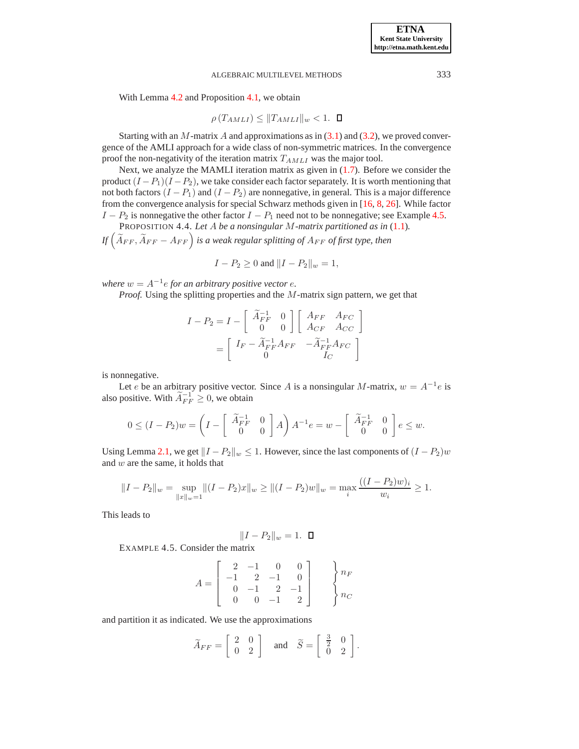With Lemma 4.2 and Proposition 4.1, we obtain

$$\rho\left(T_{AMLI}\right) \leq \|T_{AMLI}\|_w < 1. \quad \square$$

Starting with an $M$-matrix $A$ and approximations as in (3.1) and (3.2), we proved convergence of the AMLI approach for a wide class of non-symmetric matrices. In the convergence proof the non-negativity of the iteration matrix $T_{AMLI}$ was the major tool.

Next, we analyze the MAMLI iteration matrix as given in (1.7). Before we consider the product $(I - P_1)(I - P_2)$, we take consider each factor separately. It is worth mentioning that not both factors $(I - P_1)$ and $(I - P_2)$ are nonnegative, in general. This is a major difference from the convergence analysis for special Schwarz methods given in [16, 8, 26]. While factor $I - P_2$ is nonnegative the other factor $I - P_1$ need not to be nonnegative; see Example 4.5.

PROPOSITION 4.4. *Let $A$ be a nonsingular $M$-matrix partitioned as in* (1.1)*. If $\left(\widetilde{A}_{FF}, \widetilde{A}_{FF} - A_{FF}\right)$ is a weak regular splitting of $A_{FF}$ of first type, then*

$$I - P_2 \geq 0 \text{ and } \|I - P_2\|_w = 1,$$

*where $w = A^{-1}e$ for an arbitrary positive vector $e$.*

*Proof.* Using the splitting properties and the $M$-matrix sign pattern, we get that

$$\begin{aligned} I - P_2 &= I - \begin{bmatrix} \widetilde{A}_{FF}^{-1} & 0 \\ 0 & 0 \end{bmatrix} \begin{bmatrix} A_{FF} & A_{FC} \\ A_{CF} & A_{CC} \end{bmatrix} \\ &= \begin{bmatrix} I_F - \widetilde{A}_{FF}^{-1} A_{FF} & -\widetilde{A}_{FF}^{-1} A_{FC} \\ 0 & I_C \end{bmatrix} \end{aligned}$$

is nonnegative.

Let $e$ be an arbitrary positive vector. Since $A$ is a nonsingular $M$-matrix, $w = A^{-1}e$ is also positive. With $\widetilde{A}_{FF}^{-1} \geq 0$, we obtain

$$0 \leq (I - P_2)w = \left(I - \begin{bmatrix} \widetilde{A}_{FF}^{-1} & 0 \\ 0 & 0 \end{bmatrix} A\right) A^{-1}e = w - \begin{bmatrix} \widetilde{A}_{FF}^{-1} & 0 \\ 0 & 0 \end{bmatrix} e \leq w.$$

Using Lemma 2.1, we get $\|I - P_2\|_w \leq 1$. However, since the last components of $(I - P_2)w$ and $w$ are the same, it holds that

$$\|I - P_2\|_w = \sup_{\|x\|_w = 1} \|(I - P_2)x\|_w \geq \|(I - P_2)w\|_w = \max_i \frac{((I - P_2)w)_i}{w_i} \geq 1.$$

This leads to

$$\|I - P_2\|_w = 1. \quad \square$$

EXAMPLE 4.5. Consider the matrix

$$A = \begin{bmatrix} 2 & -1 & 0 & 0 \\ -1 & 2 & -1 & 0 \\ 0 & -1 & 2 & -1 \\ 0 & 0 & -1 & 2 \end{bmatrix} \quad \begin{matrix} \left.\right\} n_F \\ \left.\right\} n_C \end{matrix}$$

and partition it as indicated. We use the approximations

$$\widetilde{A}_{FF} = \begin{bmatrix} 2 & 0 \\ 0 & 2 \end{bmatrix} \quad \text{and} \quad \widetilde{S} = \begin{bmatrix} \frac{3}{2} & 0 \\ 0 & 2 \end{bmatrix}.$$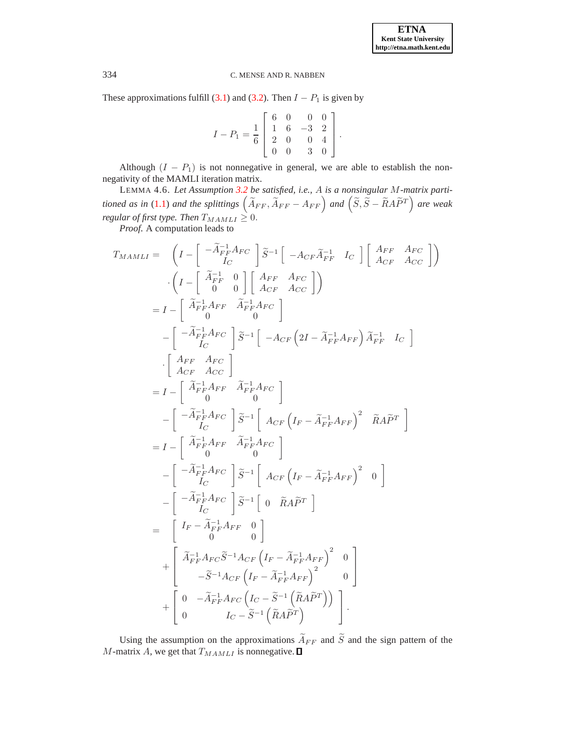These approximations fulfill (3.1) and (3.2). Then $I - P_1$ is given by

$$
I - P_1 = \frac{1}{6}\begin{bmatrix} 6 & 0 & 0 & 0 \\ 1 & 6 & -3 & 2 \\ 2 & 0 & 0 & 4 \\ 0 & 0 & 3 & 0 \end{bmatrix}.
$$

Although $(I - P_1)$ is not nonnegative in general, we are able to establish the nonnegativity of the MAMLI iteration matrix.

LEMMA 4.6. *Let Assumption 3.2 be satisfied, i.e., $A$ is a nonsingular $M$-matrix partitioned as in (1.1) and the splittings $\left(\widetilde{A}_{FF}, \widetilde{A}_{FF} - A_{FF}\right)$ and $\left(\widetilde{S}, \widetilde{S} - \widetilde{R}A\widetilde{P}^T\right)$ are weak regular of first type. Then $T_{MAMLI} \geq 0$.*

*Proof.* A computation leads to

$$
\begin{aligned}
T_{MAMLI} = \; & \left( I - \begin{bmatrix} -\widetilde{A}_{FF}^{-1} A_{FC} \\ I_C \end{bmatrix} \widetilde{S}^{-1} \begin{bmatrix} -A_{CF}\widetilde{A}_{FF}^{-1} & I_C \end{bmatrix} \begin{bmatrix} A_{FF} & A_{FC} \\ A_{CF} & A_{CC} \end{bmatrix} \right) \\
& \cdot \left( I - \begin{bmatrix} \widetilde{A}_{FF}^{-1} & 0 \\ 0 & 0 \end{bmatrix} \begin{bmatrix} A_{FF} & A_{FC} \\ A_{CF} & A_{CC} \end{bmatrix} \right) \\
= \; & I - \begin{bmatrix} \widetilde{A}_{FF}^{-1} A_{FF} & \widetilde{A}_{FF}^{-1} A_{FC} \\ 0 & 0 \end{bmatrix} \\
& - \begin{bmatrix} -\widetilde{A}_{FF}^{-1} A_{FC} \\ I_C \end{bmatrix} \widetilde{S}^{-1} \begin{bmatrix} -A_{CF}\left(2I - \widetilde{A}_{FF}^{-1} A_{FF}\right)\widetilde{A}_{FF}^{-1} & I_C \end{bmatrix} \\
& \cdot \begin{bmatrix} A_{FF} & A_{FC} \\ A_{CF} & A_{CC} \end{bmatrix} \\
= \; & I - \begin{bmatrix} \widetilde{A}_{FF}^{-1} A_{FF} & \widetilde{A}_{FF}^{-1} A_{FC} \\ 0 & 0 \end{bmatrix} \\
& - \begin{bmatrix} -\widetilde{A}_{FF}^{-1} A_{FC} \\ I_C \end{bmatrix} \widetilde{S}^{-1} \begin{bmatrix} A_{CF}\left(I_F - \widetilde{A}_{FF}^{-1} A_{FF}\right)^2 & \widetilde{R}A\widetilde{P}^T \end{bmatrix} \\
= \; & I - \begin{bmatrix} \widetilde{A}_{FF}^{-1} A_{FF} & \widetilde{A}_{FF}^{-1} A_{FC} \\ 0 & 0 \end{bmatrix} \\
& - \begin{bmatrix} -\widetilde{A}_{FF}^{-1} A_{FC} \\ I_C \end{bmatrix} \widetilde{S}^{-1} \begin{bmatrix} A_{CF}\left(I_F - \widetilde{A}_{FF}^{-1} A_{FF}\right)^2 & 0 \end{bmatrix} \\
& - \begin{bmatrix} -\widetilde{A}_{FF}^{-1} A_{FC} \\ I_C \end{bmatrix} \widetilde{S}^{-1} \begin{bmatrix} 0 & \widetilde{R}A\widetilde{P}^T \end{bmatrix} \\
= \; & \begin{bmatrix} I_F - \widetilde{A}_{FF}^{-1} A_{FF} & 0 \\ 0 & 0 \end{bmatrix} \\
& + \begin{bmatrix} \widetilde{A}_{FF}^{-1} A_{FC}\widetilde{S}^{-1} A_{CF}\left(I_F - \widetilde{A}_{FF}^{-1} A_{FF}\right)^2 & 0 \\ -\widetilde{S}^{-1} A_{CF}\left(I_F - \widetilde{A}_{FF}^{-1} A_{FF}\right)^2 & 0 \end{bmatrix} \\
& + \begin{bmatrix} 0 & -\widetilde{A}_{FF}^{-1} A_{FC}\left(I_C - \widetilde{S}^{-1}\left(\widetilde{R}A\widetilde{P}^T\right)\right) \\ 0 & I_C - \widetilde{S}^{-1}\left(\widetilde{R}A\widetilde{P}^T\right) \end{bmatrix}.
\end{aligned}
$$

Using the assumption on the approximations $\widetilde{A}_{FF}$ and $\widetilde{S}$ and the sign pattern of the $M$-matrix $A$, we get that $T_{MAMLI}$ is nonnegative. ∎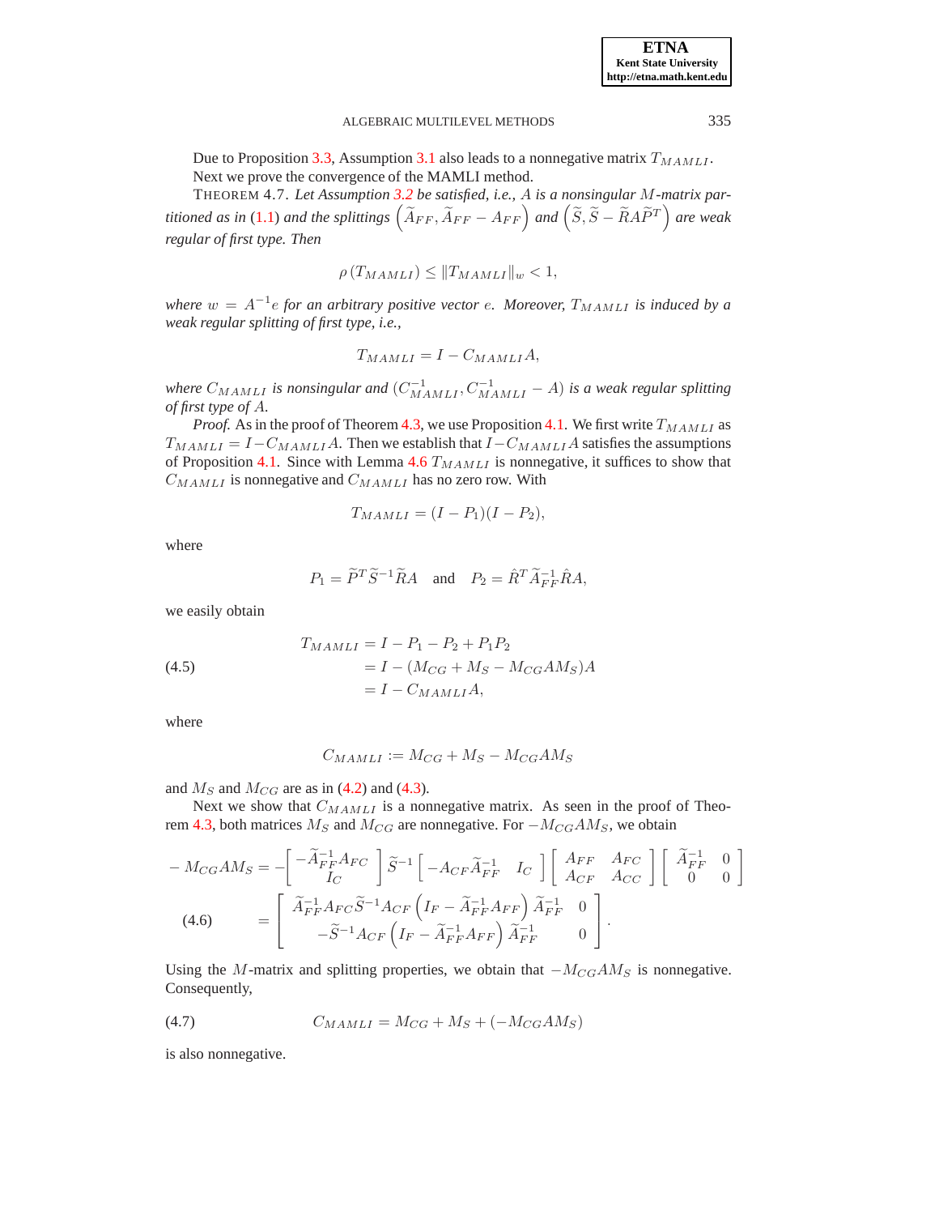Due to Proposition 3.3, Assumption 3.1 also leads to a nonnegative matrix $T_{MAMLI}$.

Next we prove the convergence of the MAMLI method.

THEOREM 4.7. *Let Assumption 3.2 be satisfied, i.e., $A$ is a nonsingular $M$-matrix partitioned as in (1.1) and the splittings $\left(\widetilde{A}_{FF}, \widetilde{A}_{FF} - A_{FF}\right)$ and $\left(\widetilde{S}, \widetilde{S} - \widetilde{R}A\widetilde{P}^T\right)$ are weak regular of first type. Then*

$$\rho\left(T_{MAMLI}\right) \leq \|T_{MAMLI}\|_w < 1,$$

*where $w = A^{-1}e$ for an arbitrary positive vector $e$. Moreover, $T_{MAMLI}$ is induced by a weak regular splitting of first type, i.e.,*

$$T_{MAMLI} = I - C_{MAMLI}A,$$

*where $C_{MAMLI}$ is nonsingular and $(C^{-1}_{MAMLI}, C^{-1}_{MAMLI} - A)$ is a weak regular splitting of first type of $A$.*

*Proof.* As in the proof of Theorem 4.3, we use Proposition 4.1. We first write $T_{MAMLI}$ as $T_{MAMLI} = I - C_{MAMLI}A$. Then we establish that $I - C_{MAMLI}A$ satisfies the assumptions of Proposition 4.1. Since with Lemma 4.6 $T_{MAMLI}$ is nonnegative, it suffices to show that $C_{MAMLI}$ is nonnegative and $C_{MAMLI}$ has no zero row. With

$$T_{MAMLI} = (I - P_1)(I - P_2),$$

where

$$P_1 = \widetilde{P}^T\widetilde{S}^{-1}\widetilde{R}A \quad \text{and} \quad P_2 = \hat{R}^T\widetilde{A}^{-1}_{FF}\hat{R}A,$$

we easily obtain

$$\begin{aligned}
T_{MAMLI} &= I - P_1 - P_2 + P_1P_2 \\
&= I - (M_{CG} + M_S - M_{CG}AM_S)A \\
&= I - C_{MAMLI}A,
\end{aligned} \tag{4.5}$$

where

$$C_{MAMLI} := M_{CG} + M_S - M_{CG}AM_S$$

and $M_S$ and $M_{CG}$ are as in (4.2) and (4.3).

Next we show that $C_{MAMLI}$ is a nonnegative matrix. As seen in the proof of Theorem 4.3, both matrices $M_S$ and $M_{CG}$ are nonnegative. For $-M_{CG}AM_S$, we obtain

$$\begin{aligned}
-M_{CG}AM_S &= -\begin{bmatrix} -\widetilde{A}^{-1}_{FF}A_{FC} \\ I_C \end{bmatrix} \widetilde{S}^{-1} \begin{bmatrix} -A_{CF}\widetilde{A}^{-1}_{FF} & I_C \end{bmatrix} \begin{bmatrix} A_{FF} & A_{FC} \\ A_{CF} & A_{CC} \end{bmatrix} \begin{bmatrix} \widetilde{A}^{-1}_{FF} & 0 \\ 0 & 0 \end{bmatrix} \\
&= \begin{bmatrix} \widetilde{A}^{-1}_{FF}A_{FC}\widetilde{S}^{-1}A_{CF}\left(I_F - \widetilde{A}^{-1}_{FF}A_{FF}\right)\widetilde{A}^{-1}_{FF} & 0 \\ -\widetilde{S}^{-1}A_{CF}\left(I_F - \widetilde{A}^{-1}_{FF}A_{FF}\right)\widetilde{A}^{-1}_{FF} & 0 \end{bmatrix}.
\end{aligned} \tag{4.6}$$

Using the $M$-matrix and splitting properties, we obtain that $-M_{CG}AM_S$ is nonnegative. Consequently,

$$C_{MAMLI} = M_{CG} + M_S + (-M_{CG}AM_S) \tag{4.7}$$

is also nonnegative.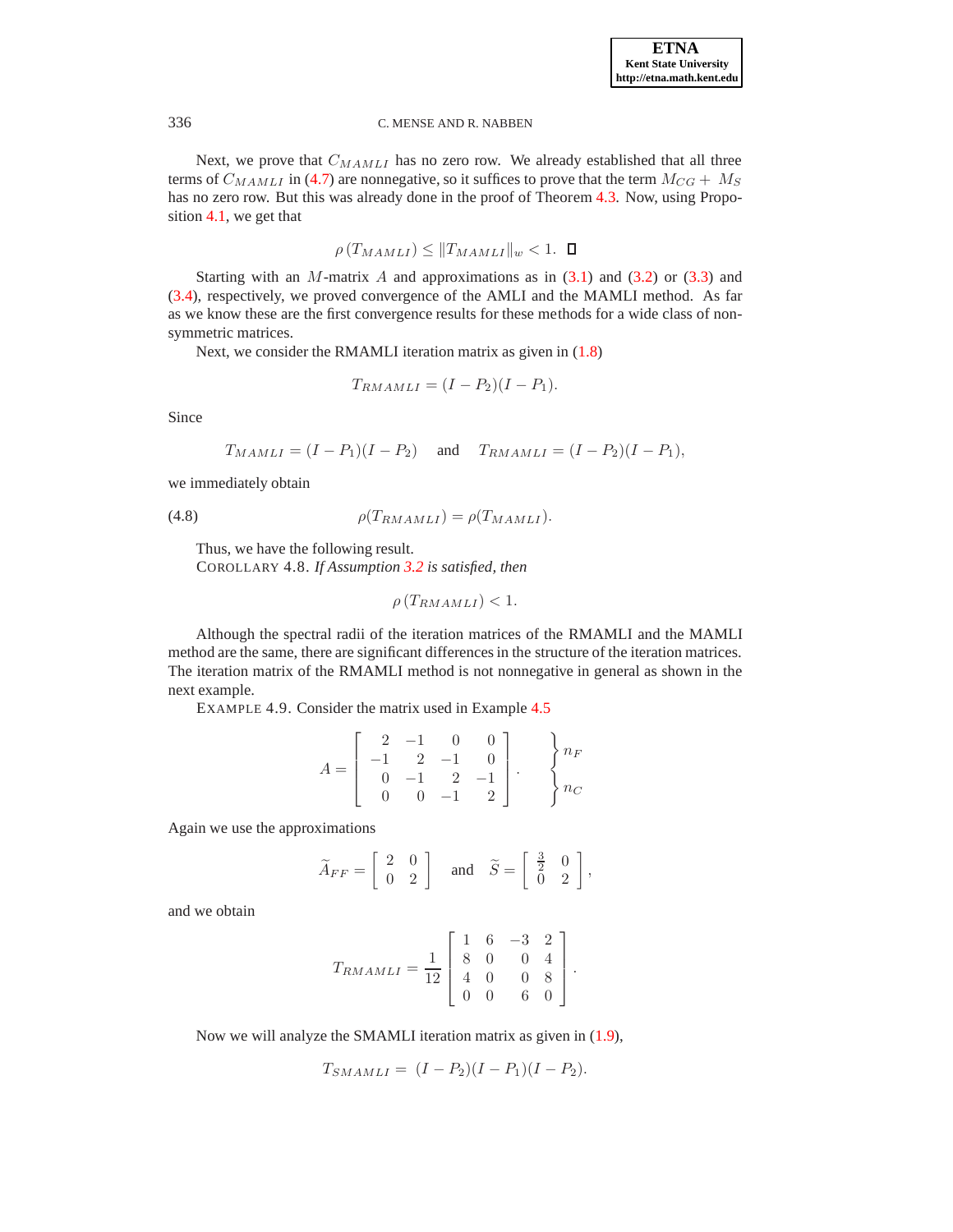Next, we prove that $C_{MAMLI}$ has no zero row. We already established that all three terms of $C_{MAMLI}$ in (4.7) are nonnegative, so it suffices to prove that the term $M_{CG} + M_S$ has no zero row. But this was already done in the proof of Theorem 4.3. Now, using Proposition 4.1, we get that

$$\rho\left(T_{MAMLI}\right) \leq \|T_{MAMLI}\|_w < 1. \quad \square$$

Starting with an $M$-matrix $A$ and approximations as in (3.1) and (3.2) or (3.3) and (3.4), respectively, we proved convergence of the AMLI and the MAMLI method. As far as we know these are the first convergence results for these methods for a wide class of non-symmetric matrices.

Next, we consider the RMAMLI iteration matrix as given in (1.8)

$$T_{RMAMLI} = (I - P_2)(I - P_1).$$

Since

$$T_{MAMLI} = (I - P_1)(I - P_2) \quad \text{and} \quad T_{RMAMLI} = (I - P_2)(I - P_1),$$

we immediately obtain

$$\rho(T_{RMAMLI}) = \rho(T_{MAMLI}). \tag{4.8}$$

Thus, we have the following result.

COROLLARY 4.8. *If Assumption 3.2 is satisfied, then*

$$\rho\left(T_{RMAMLI}\right) < 1.$$

Although the spectral radii of the iteration matrices of the RMAMLI and the MAMLI method are the same, there are significant differences in the structure of the iteration matrices. The iteration matrix of the RMAMLI method is not nonnegative in general as shown in the next example.

EXAMPLE 4.9. Consider the matrix used in Example 4.5

$$A = \begin{bmatrix} 2 & -1 & 0 & 0 \\ -1 & 2 & -1 & 0 \\ 0 & -1 & 2 & -1 \\ 0 & 0 & -1 & 2 \end{bmatrix}. \qquad \begin{matrix} \}\, n_F \\ \}\, n_C \end{matrix}$$

Again we use the approximations

$$\widetilde{A}_{FF} = \begin{bmatrix} 2 & 0 \\ 0 & 2 \end{bmatrix} \quad \text{and} \quad \widetilde{S} = \begin{bmatrix} \frac{3}{2} & 0 \\ 0 & 2 \end{bmatrix},$$

and we obtain

$$T_{RMAMLI} = \frac{1}{12} \begin{bmatrix} 1 & 6 & -3 & 2 \\ 8 & 0 & 0 & 4 \\ 4 & 0 & 0 & 8 \\ 0 & 0 & 6 & 0 \end{bmatrix}.$$

Now we will analyze the SMAMLI iteration matrix as given in (1.9),

$$T_{SMAMLI} = (I - P_2)(I - P_1)(I - P_2).$$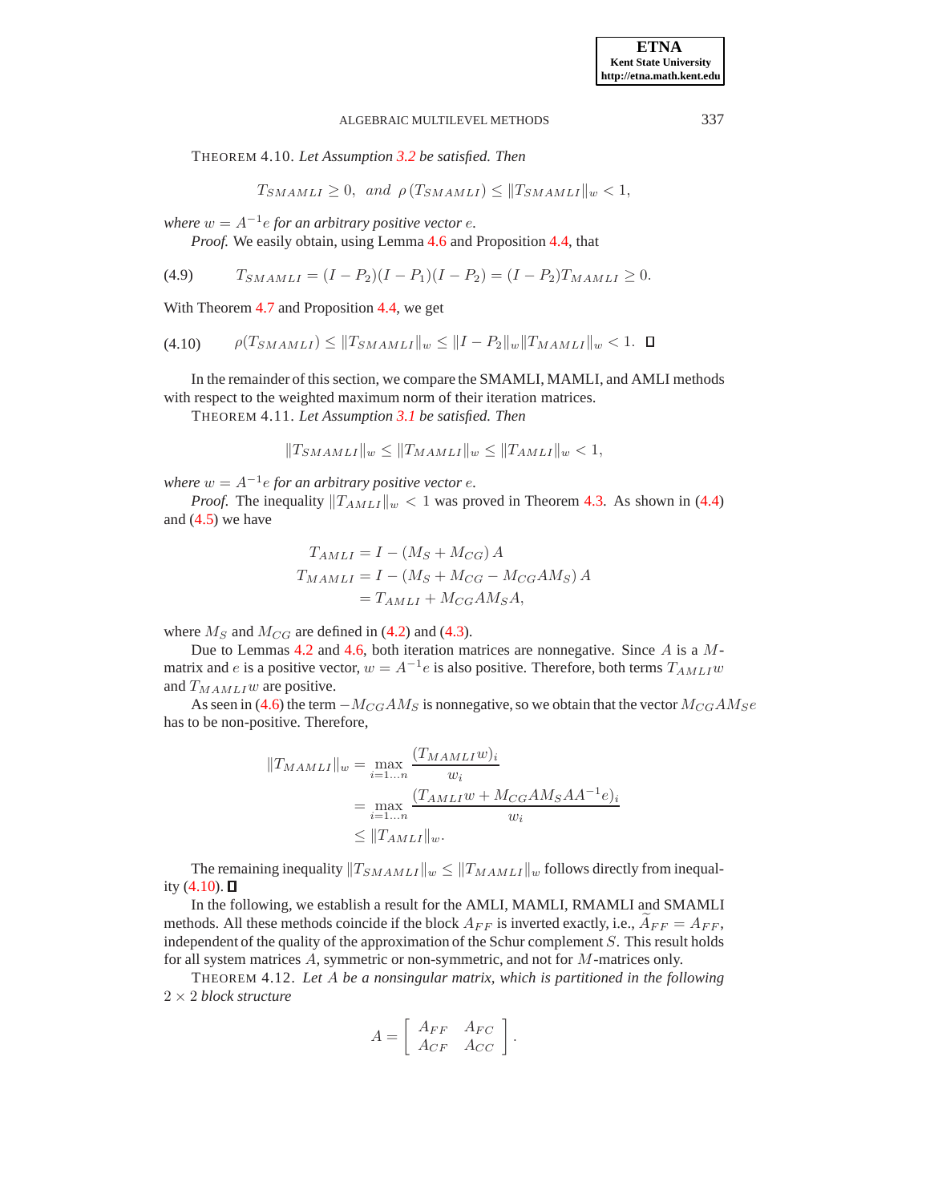THEOREM 4.10. *Let Assumption 3.2 be satisfied. Then*

$$T_{SMAMLI} \geq 0, \quad \text{and} \quad \rho\left(T_{SMAMLI}\right) \leq \|T_{SMAMLI}\|_w < 1,$$

*where* $w = A^{-1}e$ *for an arbitrary positive vector* $e$.

*Proof.* We easily obtain, using Lemma 4.6 and Proposition 4.4, that

$$T_{SMAMLI} = (I - P_2)(I - P_1)(I - P_2) = (I - P_2)T_{MAMLI} \geq 0. \tag{4.9}$$

With Theorem 4.7 and Proposition 4.4, we get

$$\rho(T_{SMAMLI}) \leq \|T_{SMAMLI}\|_w \leq \|I - P_2\|_w \|T_{MAMLI}\|_w < 1. \tag{4.10}$$

∎

In the remainder of this section, we compare the SMAMLI, MAMLI, and AMLI methods with respect to the weighted maximum norm of their iteration matrices.

THEOREM 4.11. *Let Assumption 3.1 be satisfied. Then*

$$\|T_{SMAMLI}\|_w \leq \|T_{MAMLI}\|_w \leq \|T_{AMLI}\|_w < 1,$$

*where* $w = A^{-1}e$ *for an arbitrary positive vector* $e$.

*Proof.* The inequality $\|T_{AMLI}\|_w < 1$ was proved in Theorem 4.3. As shown in (4.4) and (4.5) we have

$$\begin{aligned}
T_{AMLI} &= I - \left(M_S + M_{CG}\right) A \\
T_{MAMLI} &= I - \left(M_S + M_{CG} - M_{CG}AM_S\right) A \\
&= T_{AMLI} + M_{CG}AM_SA,
\end{aligned}$$

where $M_S$ and $M_{CG}$ are defined in (4.2) and (4.3).

Due to Lemmas 4.2 and 4.6, both iteration matrices are nonnegative. Since $A$ is a $M$-matrix and $e$ is a positive vector, $w = A^{-1}e$ is also positive. Therefore, both terms $T_{AMLI}w$ and $T_{MAMLI}w$ are positive.

As seen in (4.6) the term $-M_{CG}AM_S$ is nonnegative, so we obtain that the vector $M_{CG}AM_Se$ has to be non-positive. Therefore,

$$\begin{aligned}
\|T_{MAMLI}\|_w &= \max_{i=1\ldots n} \frac{(T_{MAMLI}w)_i}{w_i} \\
&= \max_{i=1\ldots n} \frac{(T_{AMLI}w + M_{CG}AM_SAA^{-1}e)_i}{w_i} \\
&\leq \|T_{AMLI}\|_w.
\end{aligned}$$

The remaining inequality $\|T_{SMAMLI}\|_w \leq \|T_{MAMLI}\|_w$ follows directly from inequality (4.10). ∎

In the following, we establish a result for the AMLI, MAMLI, RMAMLI and SMAMLI methods. All these methods coincide if the block $A_{FF}$ is inverted exactly, i.e., $\widetilde{A}_{FF} = A_{FF}$, independent of the quality of the approximation of the Schur complement $S$. This result holds for all system matrices $A$, symmetric or non-symmetric, and not for $M$-matrices only.

THEOREM 4.12. *Let* $A$ *be a nonsingular matrix, which is partitioned in the following* $2 \times 2$ *block structure*

$$A = \begin{bmatrix} A_{FF} & A_{FC} \\ A_{CF} & A_{CC} \end{bmatrix}.$$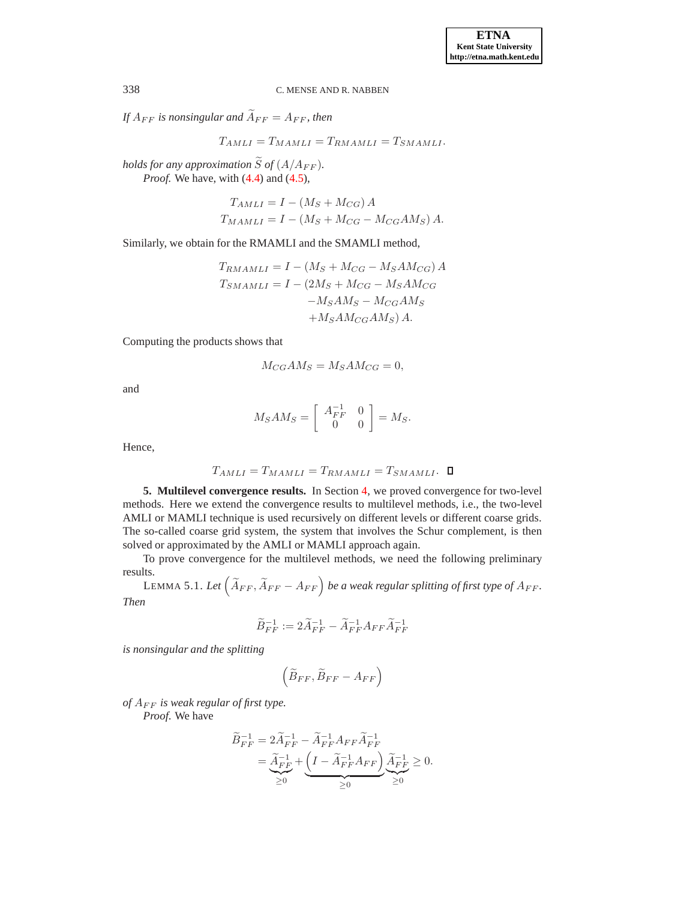*If $A_{FF}$ is nonsingular and $\widetilde{A}_{FF} = A_{FF}$, then*

$$T_{AMLI} = T_{MAMLI} = T_{RMAMLI} = T_{SMAMLI}.$$

*holds for any approximation $\widetilde{S}$ of $(A/A_{FF})$.*

*Proof.* We have, with (4.4) and (4.5),

$$\begin{aligned} T_{AMLI} &= I - (M_S + M_{CG})\, A \\ T_{MAMLI} &= I - (M_S + M_{CG} - M_{CG} A M_S)\, A. \end{aligned}$$

Similarly, we obtain for the RMAMLI and the SMAMLI method,

$$\begin{aligned} T_{RMAMLI} &= I - (M_S + M_{CG} - M_S A M_{CG})\, A \\ T_{SMAMLI} &= I - (2M_S + M_{CG} - M_S A M_{CG} \\ &\qquad - M_S A M_S - M_{CG} A M_S \\ &\qquad + M_S A M_{CG} A M_S)\, A. \end{aligned}$$

Computing the products shows that

$$M_{CG} A M_S = M_S A M_{CG} = 0,$$

and

$$M_S A M_S = \begin{bmatrix} A_{FF}^{-1} & 0 \\ 0 & 0 \end{bmatrix} = M_S.$$

Hence,

$$T_{AMLI} = T_{MAMLI} = T_{RMAMLI} = T_{SMAMLI}. \quad \square$$

**5. Multilevel convergence results.** In Section 4, we proved convergence for two-level methods. Here we extend the convergence results to multilevel methods, i.e., the two-level AMLI or MAMLI technique is used recursively on different levels or different coarse grids. The so-called coarse grid system, the system that involves the Schur complement, is then solved or approximated by the AMLI or MAMLI approach again.

To prove convergence for the multilevel methods, we need the following preliminary results.

LEMMA 5.1. *Let $\left(\widetilde{A}_{FF}, \widetilde{A}_{FF} - A_{FF}\right)$ be a weak regular splitting of first type of $A_{FF}$. Then*

$$\widetilde{B}_{FF}^{-1} := 2\widetilde{A}_{FF}^{-1} - \widetilde{A}_{FF}^{-1} A_{FF} \widetilde{A}_{FF}^{-1}$$

*is nonsingular and the splitting*

$$\left(\widetilde{B}_{FF}, \widetilde{B}_{FF} - A_{FF}\right)$$

*of $A_{FF}$ is weak regular of first type.*

*Proof.* We have

$$\begin{aligned} \widetilde{B}_{FF}^{-1} &= 2\widetilde{A}_{FF}^{-1} - \widetilde{A}_{FF}^{-1} A_{FF} \widetilde{A}_{FF}^{-1} \\ &= \underbrace{\widetilde{A}_{FF}^{-1}}_{\geq 0} + \underbrace{\left(I - \widetilde{A}_{FF}^{-1} A_{FF}\right)}_{\geq 0} \underbrace{\widetilde{A}_{FF}^{-1}}_{\geq 0} \geq 0. \end{aligned}$$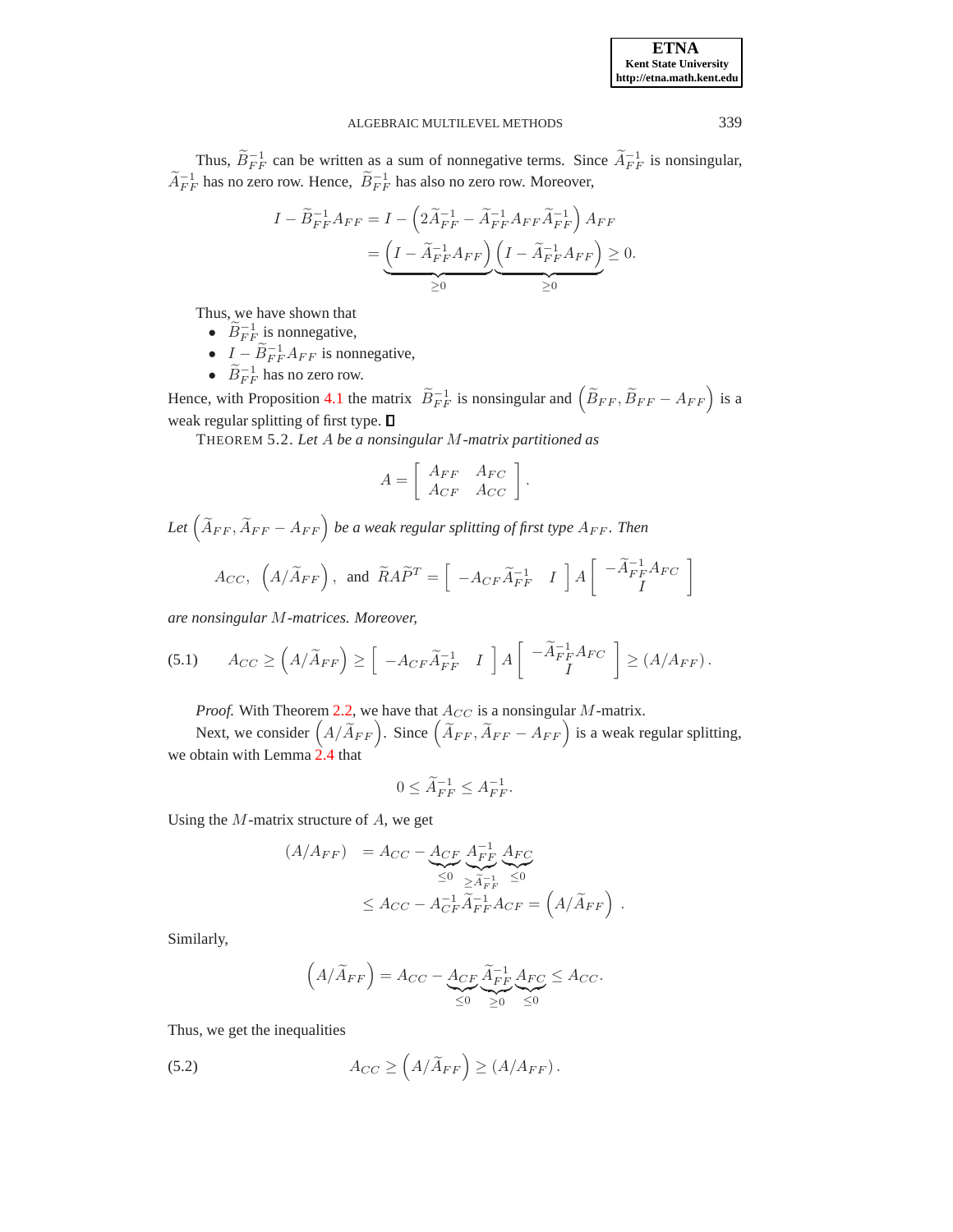Thus, $\widetilde{B}_{FF}^{-1}$ can be written as a sum of nonnegative terms. Since $\widetilde{A}_{FF}^{-1}$ is nonsingular, $\widetilde{A}_{FF}^{-1}$ has no zero row. Hence, $\widetilde{B}_{FF}^{-1}$ has also no zero row. Moreover,

$$
\begin{aligned}
I - \widetilde{B}_{FF}^{-1} A_{FF} &= I - \left( 2\widetilde{A}_{FF}^{-1} - \widetilde{A}_{FF}^{-1} A_{FF} \widetilde{A}_{FF}^{-1} \right) A_{FF} \\
&= \underbrace{\left( I - \widetilde{A}_{FF}^{-1} A_{FF} \right)}_{\geq 0} \underbrace{\left( I - \widetilde{A}_{FF}^{-1} A_{FF} \right)}_{\geq 0} \geq 0.
\end{aligned}
$$

Thus, we have shown that

- $\widetilde{B}_{FF}^{-1}$ is nonnegative,
- $I - \widetilde{B}_{FF}^{-1} A_{FF}$ is nonnegative,
- $\widetilde{B}_{FF}^{-1}$ has no zero row.

Hence, with Proposition 4.1 the matrix $\widetilde{B}_{FF}^{-1}$ is nonsingular and $\left( \widetilde{B}_{FF}, \widetilde{B}_{FF} - A_{FF} \right)$ is a weak regular splitting of first type. ∎

THEOREM 5.2. *Let $A$ be a nonsingular $M$-matrix partitioned as*

$$
A = \begin{bmatrix} A_{FF} & A_{FC} \\ A_{CF} & A_{CC} \end{bmatrix}.
$$

*Let $\left( \widetilde{A}_{FF}, \widetilde{A}_{FF} - A_{FF} \right)$ be a weak regular splitting of first type $A_{FF}$. Then*

$$
A_{CC}, \quad \left( A / \widetilde{A}_{FF} \right), \quad \text{and } \widetilde{R} A \widetilde{P}^T = \begin{bmatrix} -A_{CF} \widetilde{A}_{FF}^{-1} & I \end{bmatrix} A \begin{bmatrix} -\widetilde{A}_{FF}^{-1} A_{FC} \\ I \end{bmatrix}
$$

*are nonsingular $M$-matrices. Moreover,*

$$
A_{CC} \geq \left( A / \widetilde{A}_{FF} \right) \geq \begin{bmatrix} -A_{CF} \widetilde{A}_{FF}^{-1} & I \end{bmatrix} A \begin{bmatrix} -\widetilde{A}_{FF}^{-1} A_{FC} \\ I \end{bmatrix} \geq \left( A / A_{FF} \right). \tag{5.1}
$$

*Proof.* With Theorem 2.2, we have that $A_{CC}$ is a nonsingular $M$-matrix.

Next, we consider $\left( A / \widetilde{A}_{FF} \right)$. Since $\left( \widetilde{A}_{FF}, \widetilde{A}_{FF} - A_{FF} \right)$ is a weak regular splitting, we obtain with Lemma 2.4 that

$$
0 \leq \widetilde{A}_{FF}^{-1} \leq A_{FF}^{-1}.
$$

Using the $M$-matrix structure of $A$, we get

$$
\begin{aligned}
\left( A / A_{FF} \right) &= A_{CC} - \underbrace{A_{CF}}_{\leq 0} \underbrace{A_{FF}^{-1}}_{\geq \widetilde{A}_{FF}^{-1}} \underbrace{A_{FC}}_{\leq 0} \\
&\leq A_{CC} - A_{CF}^{-1} \widetilde{A}_{FF}^{-1} A_{CF} = \left( A / \widetilde{A}_{FF} \right).
\end{aligned}
$$

Similarly,

$$
\left( A / \widetilde{A}_{FF} \right) = A_{CC} - \underbrace{A_{CF}}_{\leq 0} \underbrace{\widetilde{A}_{FF}^{-1}}_{\geq 0} \underbrace{A_{FC}}_{\leq 0} \leq A_{CC}.
$$

Thus, we get the inequalities

$$
A_{CC} \geq \left( A / \widetilde{A}_{FF} \right) \geq \left( A / A_{FF} \right). \tag{5.2}
$$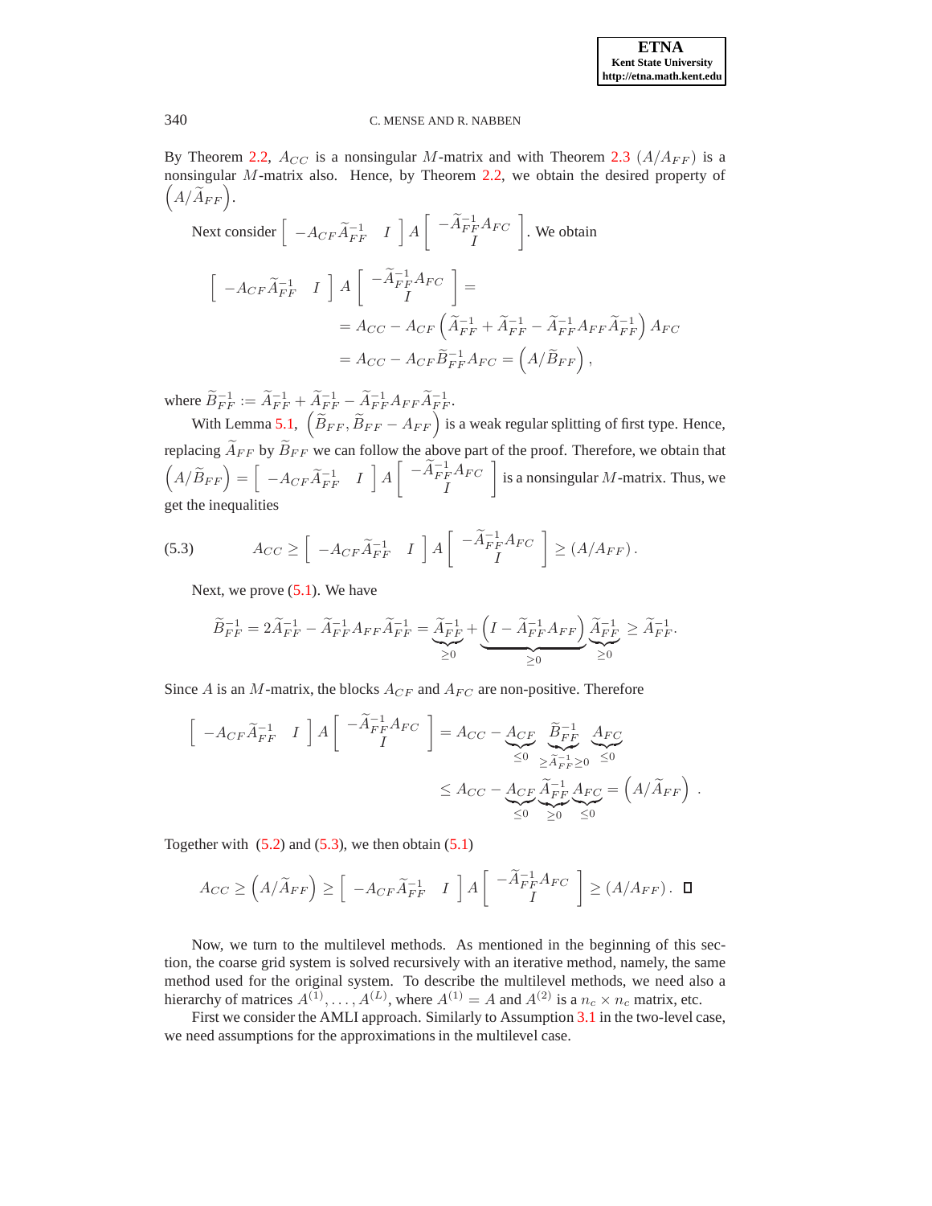By Theorem 2.2, $A_{CC}$ is a nonsingular $M$-matrix and with Theorem 2.3 $(A/A_{FF})$ is a nonsingular $M$-matrix also. Hence, by Theorem 2.2, we obtain the desired property of $\left(A/\widetilde{A}_{FF}\right)$.

Next consider $\begin{bmatrix} -A_{CF}\widetilde{A}_{FF}^{-1} & I \end{bmatrix} A \begin{bmatrix} -\widetilde{A}_{FF}^{-1}A_{FC} \\ I \end{bmatrix}$. We obtain

$$
\begin{aligned}
\begin{bmatrix} -A_{CF}\widetilde{A}_{FF}^{-1} & I \end{bmatrix} A \begin{bmatrix} -\widetilde{A}_{FF}^{-1}A_{FC} \\ I \end{bmatrix} &= \\
&= A_{CC} - A_{CF}\left(\widetilde{A}_{FF}^{-1} + \widetilde{A}_{FF}^{-1} - \widetilde{A}_{FF}^{-1}A_{FF}\widetilde{A}_{FF}^{-1}\right)A_{FC} \\
&= A_{CC} - A_{CF}\widetilde{B}_{FF}^{-1}A_{FC} = \left(A/\widetilde{B}_{FF}\right),
\end{aligned}
$$

where $\widetilde{B}_{FF}^{-1} := \widetilde{A}_{FF}^{-1} + \widetilde{A}_{FF}^{-1} - \widetilde{A}_{FF}^{-1}A_{FF}\widetilde{A}_{FF}^{-1}$.

With Lemma 5.1, $\left(\widetilde{B}_{FF}, \widetilde{B}_{FF} - A_{FF}\right)$ is a weak regular splitting of first type. Hence, replacing $\widetilde{A}_{FF}$ by $\widetilde{B}_{FF}$ we can follow the above part of the proof. Therefore, we obtain that $\left(A/\widetilde{B}_{FF}\right) = \begin{bmatrix} -A_{CF}\widetilde{A}_{FF}^{-1} & I \end{bmatrix} A \begin{bmatrix} -\widetilde{A}_{FF}^{-1}A_{FC} \\ I \end{bmatrix}$ is a nonsingular $M$-matrix. Thus, we get the inequalities

$$
A_{CC} \geq \begin{bmatrix} -A_{CF}\widetilde{A}_{FF}^{-1} & I \end{bmatrix} A \begin{bmatrix} -\widetilde{A}_{FF}^{-1}A_{FC} \\ I \end{bmatrix} \geq (A/A_{FF}). \tag{5.3}
$$

Next, we prove (5.1). We have

$$
\widetilde{B}_{FF}^{-1} = 2\widetilde{A}_{FF}^{-1} - \widetilde{A}_{FF}^{-1}A_{FF}\widetilde{A}_{FF}^{-1} = \underbrace{\widetilde{A}_{FF}^{-1}}_{\geq 0} + \underbrace{\left(I - \widetilde{A}_{FF}^{-1}A_{FF}\right)}_{\geq 0}\underbrace{\widetilde{A}_{FF}^{-1}}_{\geq 0} \geq \widetilde{A}_{FF}^{-1}.
$$

Since $A$ is an $M$-matrix, the blocks $A_{CF}$ and $A_{FC}$ are non-positive. Therefore

$$
\begin{aligned}
\begin{bmatrix} -A_{CF}\widetilde{A}_{FF}^{-1} & I \end{bmatrix} A \begin{bmatrix} -\widetilde{A}_{FF}^{-1}A_{FC} \\ I \end{bmatrix} &= A_{CC} - \underbrace{A_{CF}}_{\leq 0}\underbrace{\widetilde{B}_{FF}^{-1}}_{\geq \widetilde{A}_{FF}^{-1} \geq 0}\underbrace{A_{FC}}_{\leq 0} \\
&\leq A_{CC} - \underbrace{A_{CF}}_{\leq 0}\underbrace{\widetilde{A}_{FF}^{-1}}_{\geq 0}\underbrace{A_{FC}}_{\leq 0} = \left(A/\widetilde{A}_{FF}\right).
\end{aligned}
$$

Together with (5.2) and (5.3), we then obtain (5.1)

$$
A_{CC} \geq \left(A/\widetilde{A}_{FF}\right) \geq \begin{bmatrix} -A_{CF}\widetilde{A}_{FF}^{-1} & I \end{bmatrix} A \begin{bmatrix} -\widetilde{A}_{FF}^{-1}A_{FC} \\ I \end{bmatrix} \geq (A/A_{FF}). \quad \square
$$

Now, we turn to the multilevel methods. As mentioned in the beginning of this section, the coarse grid system is solved recursively with an iterative method, namely, the same method used for the original system. To describe the multilevel methods, we need also a hierarchy of matrices $A^{(1)}, \ldots, A^{(L)}$, where $A^{(1)} = A$ and $A^{(2)}$ is a $n_c \times n_c$ matrix, etc.

First we consider the AMLI approach. Similarly to Assumption 3.1 in the two-level case, we need assumptions for the approximations in the multilevel case.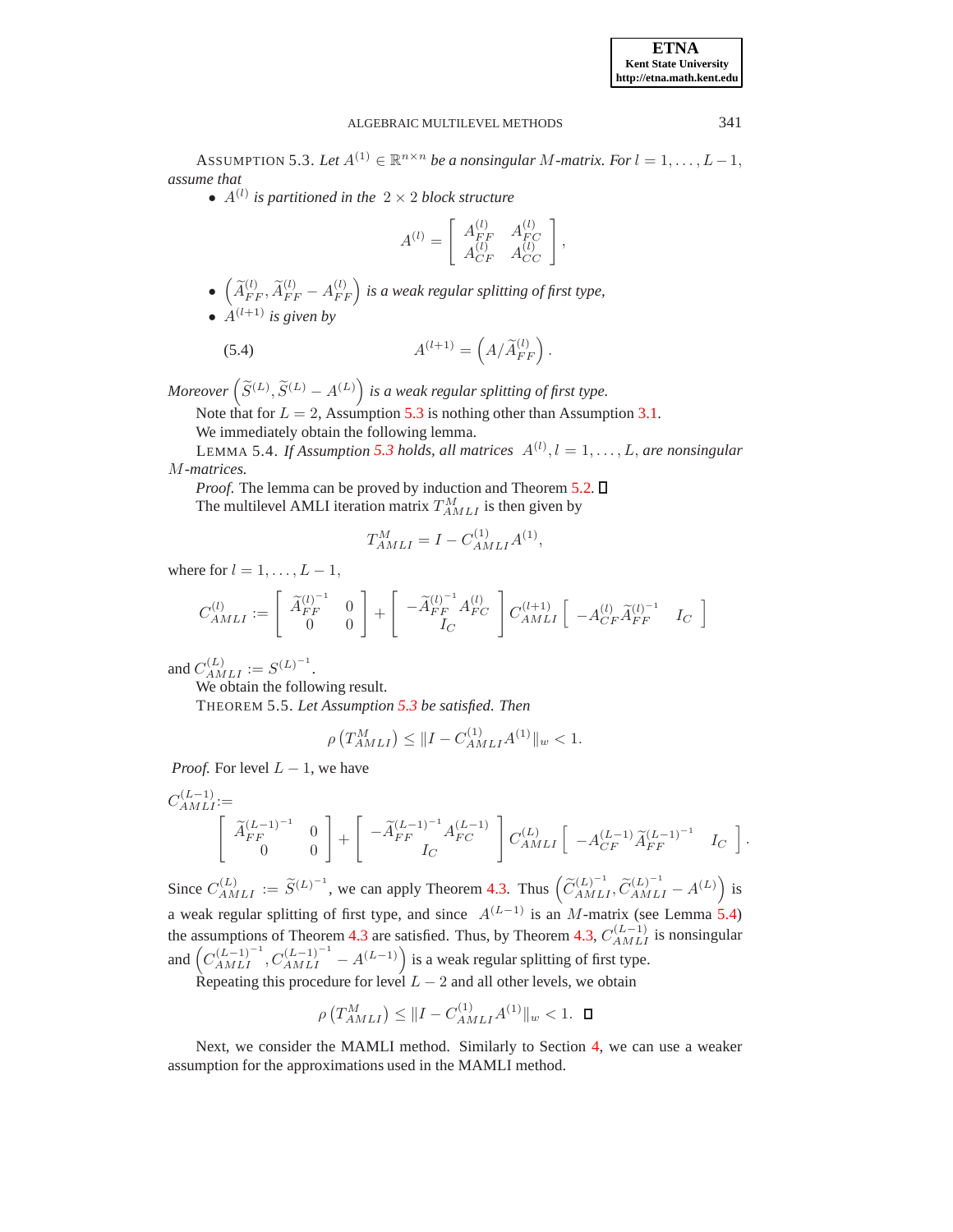ASSUMPTION 5.3. *Let $A^{(1)} \in \mathbb{R}^{n\times n}$ be a nonsingular $M$-matrix. For $l = 1, \ldots, L-1$, assume that*

- *$A^{(l)}$ is partitioned in the $2 \times 2$ block structure*

$$A^{(l)} = \begin{bmatrix} A_{FF}^{(l)} & A_{FC}^{(l)} \\ A_{CF}^{(l)} & A_{CC}^{(l)} \end{bmatrix},$$

- *$\left(\widetilde{A}_{FF}^{(l)}, \widetilde{A}_{FF}^{(l)} - A_{FF}^{(l)}\right)$ is a weak regular splitting of first type,*
- *$A^{(l+1)}$ is given by*

$$A^{(l+1)} = \left(A/\widetilde{A}_{FF}^{(l)}\right). \tag{5.4}$$

*Moreover $\left(\widetilde{S}^{(L)}, \widetilde{S}^{(L)} - A^{(L)}\right)$ is a weak regular splitting of first type.*

Note that for $L = 2$, Assumption 5.3 is nothing other than Assumption 3.1.

We immediately obtain the following lemma.

LEMMA 5.4. *If Assumption 5.3 holds, all matrices $A^{(l)}, l = 1, \ldots, L$, are nonsingular $M$-matrices.*

*Proof.* The lemma can be proved by induction and Theorem 5.2. ∎

The multilevel AMLI iteration matrix $T_{AMLI}^{M}$ is then given by

$$T_{AMLI}^{M} = I - C_{AMLI}^{(1)} A^{(1)},$$

where for $l = 1, \ldots, L-1$,

$$C_{AMLI}^{(l)} := \begin{bmatrix} \widetilde{A}_{FF}^{(l)^{-1}} & 0 \\ 0 & 0 \end{bmatrix} + \begin{bmatrix} -\widetilde{A}_{FF}^{(l)^{-1}} A_{FC}^{(l)} \\ I_C \end{bmatrix} C_{AMLI}^{(l+1)} \begin{bmatrix} -A_{CF}^{(l)} \widetilde{A}_{FF}^{(l)^{-1}} & I_C \end{bmatrix}$$

and $C_{AMLI}^{(L)} := S^{(L)^{-1}}$.

We obtain the following result.

THEOREM 5.5. *Let Assumption 5.3 be satisfied. Then*

$$\rho\left(T_{AMLI}^{M}\right) \leq \|I - C_{AMLI}^{(1)} A^{(1)}\|_w < 1.$$

*Proof.* For level $L-1$, we have

$$C_{AMLI}^{(L-1)} := \begin{bmatrix} \widetilde{A}_{FF}^{(L-1)^{-1}} & 0 \\ 0 & 0 \end{bmatrix} + \begin{bmatrix} -\widetilde{A}_{FF}^{(L-1)^{-1}} A_{FC}^{(L-1)} \\ I_C \end{bmatrix} C_{AMLI}^{(L)} \begin{bmatrix} -A_{CF}^{(L-1)} \widetilde{A}_{FF}^{(L-1)^{-1}} & I_C \end{bmatrix}.$$

Since $C_{AMLI}^{(L)} := \widetilde{S}^{(L)^{-1}}$, we can apply Theorem 4.3. Thus $\left(\widetilde{C}_{AMLI}^{(L)^{-1}}, \widetilde{C}_{AMLI}^{(L)^{-1}} - A^{(L)}\right)$ is a weak regular splitting of first type, and since $A^{(L-1)}$ is an $M$-matrix (see Lemma 5.4) the assumptions of Theorem 4.3 are satisfied. Thus, by Theorem 4.3, $C_{AMLI}^{(L-1)}$ is nonsingular and $\left(C_{AMLI}^{(L-1)^{-1}}, C_{AMLI}^{(L-1)^{-1}} - A^{(L-1)}\right)$ is a weak regular splitting of first type.

Repeating this procedure for level $L-2$ and all other levels, we obtain

$$\rho\left(T_{AMLI}^{M}\right) \leq \|I - C_{AMLI}^{(1)} A^{(1)}\|_w < 1. \quad ∎$$

Next, we consider the MAMLI method. Similarly to Section 4, we can use a weaker assumption for the approximations used in the MAMLI method.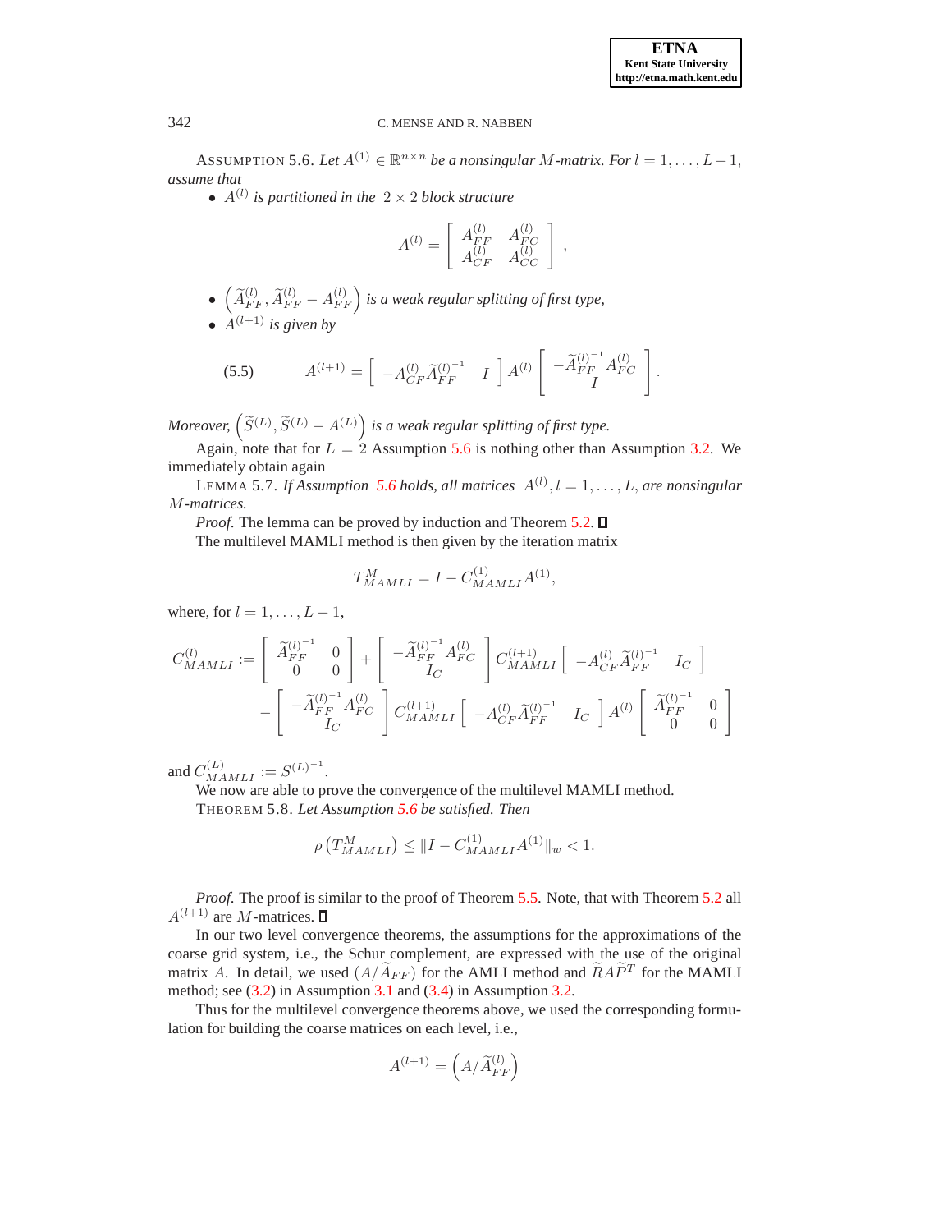ASSUMPTION 5.6. *Let $A^{(1)} \in \mathbb{R}^{n\times n}$ be a nonsingular $M$-matrix. For $l = 1, \ldots, L-1$, assume that*

- *$A^{(l)}$ is partitioned in the $2 \times 2$ block structure*

$$A^{(l)} = \begin{bmatrix} A_{FF}^{(l)} & A_{FC}^{(l)} \\ A_{CF}^{(l)} & A_{CC}^{(l)} \end{bmatrix},$$

- *$\left(\widetilde{A}_{FF}^{(l)}, \widetilde{A}_{FF}^{(l)} - A_{FF}^{(l)}\right)$ is a weak regular splitting of first type,*
- *$A^{(l+1)}$ is given by*

$$A^{(l+1)} = \begin{bmatrix} -A_{CF}^{(l)} \widetilde{A}_{FF}^{(l)^{-1}} & I \end{bmatrix} A^{(l)} \begin{bmatrix} -\widetilde{A}_{FF}^{(l)^{-1}} A_{FC}^{(l)} \\ I \end{bmatrix}. \tag{5.5}$$

*Moreover, $\left(\widetilde{S}^{(L)}, \widetilde{S}^{(L)} - A^{(L)}\right)$ is a weak regular splitting of first type.*

Again, note that for $L = 2$ Assumption 5.6 is nothing other than Assumption 3.2. We immediately obtain again

LEMMA 5.7. *If Assumption 5.6 holds, all matrices $A^{(l)}, l = 1, \ldots, L$, are nonsingular $M$-matrices.*

*Proof.* The lemma can be proved by induction and Theorem 5.2. ∎

The multilevel MAMLI method is then given by the iteration matrix

$$T_{MAMLI}^{M} = I - C_{MAMLI}^{(1)} A^{(1)},$$

where, for $l = 1, \ldots, L-1$,

$$\begin{aligned} C_{MAMLI}^{(l)} := \begin{bmatrix} \widetilde{A}_{FF}^{(l)^{-1}} & 0 \\ 0 & 0 \end{bmatrix} + \begin{bmatrix} -\widetilde{A}_{FF}^{(l)^{-1}} A_{FC}^{(l)} \\ I_C \end{bmatrix} C_{MAMLI}^{(l+1)} \begin{bmatrix} -A_{CF}^{(l)} \widetilde{A}_{FF}^{(l)^{-1}} & I_C \end{bmatrix} \\ - \begin{bmatrix} -\widetilde{A}_{FF}^{(l)^{-1}} A_{FC}^{(l)} \\ I_C \end{bmatrix} C_{MAMLI}^{(l+1)} \begin{bmatrix} -A_{CF}^{(l)} \widetilde{A}_{FF}^{(l)^{-1}} & I_C \end{bmatrix} A^{(l)} \begin{bmatrix} \widetilde{A}_{FF}^{(l)^{-1}} & 0 \\ 0 & 0 \end{bmatrix} \end{aligned}$$

and $C_{MAMLI}^{(L)} := S^{(L)^{-1}}$.

We now are able to prove the convergence of the multilevel MAMLI method.

THEOREM 5.8. *Let Assumption 5.6 be satisfied. Then*

$$\rho\left(T_{MAMLI}^{M}\right) \leq \|I - C_{MAMLI}^{(1)} A^{(1)}\|_w < 1.$$

*Proof.* The proof is similar to the proof of Theorem 5.5. Note, that with Theorem 5.2 all $A^{(l+1)}$ are $M$-matrices. ∎

In our two level convergence theorems, the assumptions for the approximations of the coarse grid system, i.e., the Schur complement, are expressed with the use of the original matrix $A$. In detail, we used $(A/\widetilde{A}_{FF})$ for the AMLI method and $\widetilde{R}A\widetilde{P}^T$ for the MAMLI method; see (3.2) in Assumption 3.1 and (3.4) in Assumption 3.2.

Thus for the multilevel convergence theorems above, we used the corresponding formulation for building the coarse matrices on each level, i.e.,

$$A^{(l+1)} = \left(A/\widetilde{A}_{FF}^{(l)}\right)$$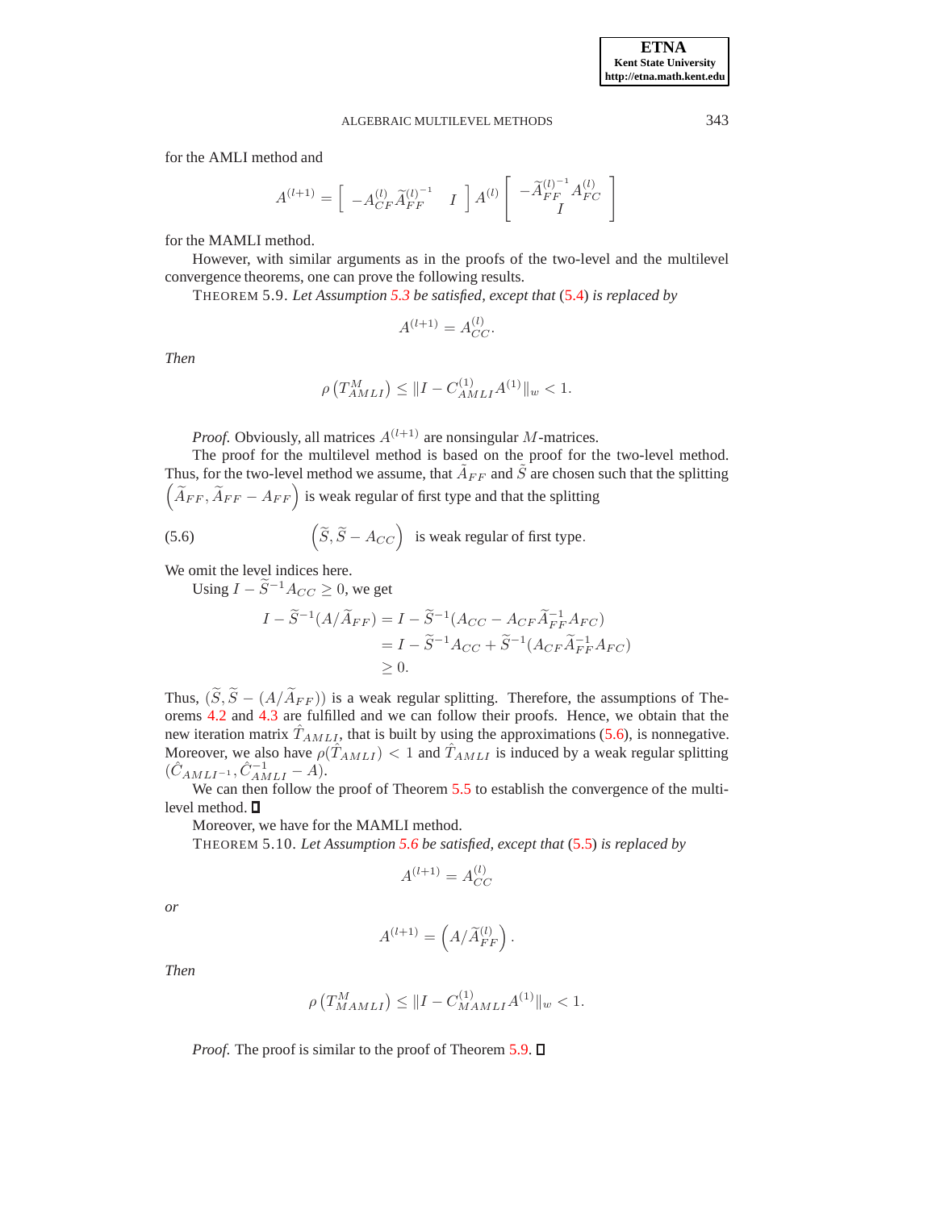for the AMLI method and

$$A^{(l+1)} = \left[ \begin{array}{cc} -A^{(l)}_{CF}\widetilde{A}^{(l)^{-1}}_{FF} & I \end{array} \right] A^{(l)} \left[ \begin{array}{c} -\widetilde{A}^{(l)^{-1}}_{FF} A^{(l)}_{FC} \\ I \end{array} \right]$$

for the MAMLI method.

However, with similar arguments as in the proofs of the two-level and the multilevel convergence theorems, one can prove the following results.

THEOREM 5.9. *Let Assumption 5.3 be satisfied, except that* (5.4) *is replaced by*

$$A^{(l+1)} = A^{(l)}_{CC}.$$

*Then*

$$\rho\left(T^{M}_{AMLI}\right) \leq \|I - C^{(1)}_{AMLI}A^{(1)}\|_w < 1.$$

*Proof.* Obviously, all matrices $A^{(l+1)}$ are nonsingular $M$-matrices.

The proof for the multilevel method is based on the proof for the two-level method. Thus, for the two-level method we assume, that $\tilde{A}_{FF}$ and $\tilde{S}$ are chosen such that the splitting $\left(\widetilde{A}_{FF}, \widetilde{A}_{FF} - A_{FF}\right)$ is weak regular of first type and that the splitting

$$\left(\widetilde{S}, \widetilde{S} - A_{CC}\right) \text{ is weak regular of first type.} \tag{5.6}$$

We omit the level indices here.

Using $I - \widetilde{S}^{-1}A_{CC} \geq 0$, we get

$$\begin{aligned} I - \widetilde{S}^{-1}(A/\widetilde{A}_{FF}) &= I - \widetilde{S}^{-1}(A_{CC} - A_{CF}\widetilde{A}^{-1}_{FF}A_{FC}) \\ &= I - \widetilde{S}^{-1}A_{CC} + \widetilde{S}^{-1}(A_{CF}\widetilde{A}^{-1}_{FF}A_{FC}) \\ &\geq 0. \end{aligned}$$

Thus, $(\widetilde{S}, \widetilde{S} - (A/\widetilde{A}_{FF}))$ is a weak regular splitting. Therefore, the assumptions of Theorems 4.2 and 4.3 are fulfilled and we can follow their proofs. Hence, we obtain that the new iteration matrix $\hat{T}_{AMLI}$, that is built by using the approximations (5.6), is nonnegative. Moreover, we also have $\rho(\hat{T}_{AMLI}) < 1$ and $\hat{T}_{AMLI}$ is induced by a weak regular splitting $(\hat{C}_{AMLI^{-1}}, \hat{C}^{-1}_{AMLI} - A)$.

We can then follow the proof of Theorem 5.5 to establish the convergence of the multilevel method. ∎

Moreover, we have for the MAMLI method.

THEOREM 5.10. *Let Assumption 5.6 be satisfied, except that* (5.5) *is replaced by*

$$A^{(l+1)} = A^{(l)}_{CC}$$

*or*

$$A^{(l+1)} = \left(A/\widetilde{A}^{(l)}_{FF}\right).$$

*Then*

$$\rho\left(T^{M}_{MAMLI}\right) \leq \|I - C^{(1)}_{MAMLI}A^{(1)}\|_w < 1.$$

*Proof.* The proof is similar to the proof of Theorem 5.9. ∎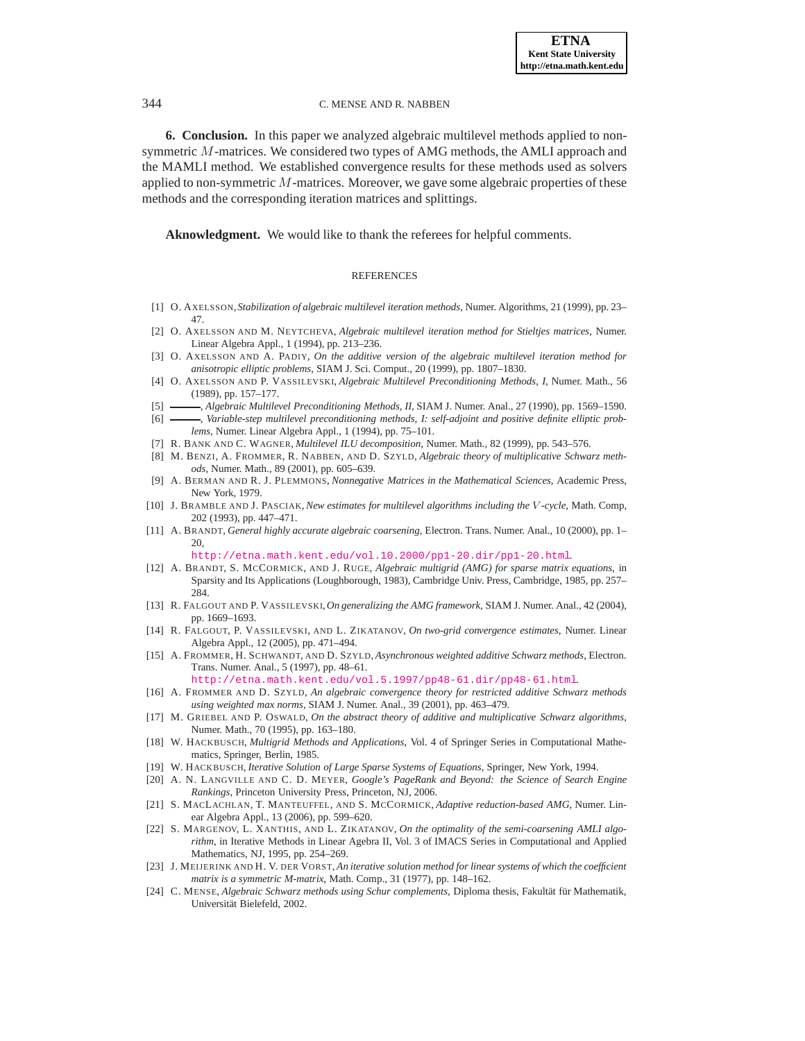**6. Conclusion.** In this paper we analyzed algebraic multilevel methods applied to non-symmetric $M$-matrices. We considered two types of AMG methods, the AMLI approach and the MAMLI method. We established convergence results for these methods used as solvers applied to non-symmetric $M$-matrices. Moreover, we gave some algebraic properties of these methods and the corresponding iteration matrices and splittings.

**Aknowledgment.** We would like to thank the referees for helpful comments.

## REFERENCES

[1] O. Axelsson, *Stabilization of algebraic multilevel iteration methods*, Numer. Algorithms, 21 (1999), pp. 23–47.

[2] O. Axelsson and M. Neytcheva, *Algebraic multilevel iteration method for Stieltjes matrices*, Numer. Linear Algebra Appl., 1 (1994), pp. 213–236.

[3] O. Axelsson and A. Padiy, *On the additive version of the algebraic multilevel iteration method for anisotropic elliptic problems*, SIAM J. Sci. Comput., 20 (1999), pp. 1807–1830.

[4] O. Axelsson and P. Vassilevski, *Algebraic Multilevel Preconditioning Methods, I*, Numer. Math., 56 (1989), pp. 157–177.

[5] ———, *Algebraic Multilevel Preconditioning Methods, II*, SIAM J. Numer. Anal., 27 (1990), pp. 1569–1590.

[6] ———, *Variable-step multilevel preconditioning methods, I: self-adjoint and positive definite elliptic problems*, Numer. Linear Algebra Appl., 1 (1994), pp. 75–101.

[7] R. Bank and C. Wagner, *Multilevel ILU decomposition*, Numer. Math., 82 (1999), pp. 543–576.

[8] M. Benzi, A. Frommer, R. Nabben, and D. Szyld, *Algebraic theory of multiplicative Schwarz methods*, Numer. Math., 89 (2001), pp. 605–639.

[9] A. Berman and R. J. Plemmons, *Nonnegative Matrices in the Mathematical Sciences*, Academic Press, New York, 1979.

[10] J. Bramble and J. Pasciak, *New estimates for multilevel algorithms including the $V$-cycle*, Math. Comp, 202 (1993), pp. 447–471.

[11] A. Brandt, *General highly accurate algebraic coarsening*, Electron. Trans. Numer. Anal., 10 (2000), pp. 1–20, http://etna.math.kent.edu/vol.10.2000/pp1-20.dir/pp1-20.html.

[12] A. Brandt, S. McCormick, and J. Ruge, *Algebraic multigrid (AMG) for sparse matrix equations*, in Sparsity and Its Applications (Loughborough, 1983), Cambridge Univ. Press, Cambridge, 1985, pp. 257–284.

[13] R. Falgout and P. Vassilevski, *On generalizing the AMG framework*, SIAM J. Numer. Anal., 42 (2004), pp. 1669–1693.

[14] R. Falgout, P. Vassilevski, and L. Zikatanov, *On two-grid convergence estimates*, Numer. Linear Algebra Appl., 12 (2005), pp. 471–494.

[15] A. Frommer, H. Schwandt, and D. Szyld, *Asynchronous weighted additive Schwarz methods*, Electron. Trans. Numer. Anal., 5 (1997), pp. 48–61. http://etna.math.kent.edu/vol.5.1997/pp48-61.dir/pp48-61.html.

[16] A. Frommer and D. Szyld, *An algebraic convergence theory for restricted additive Schwarz methods using weighted max norms*, SIAM J. Numer. Anal., 39 (2001), pp. 463–479.

[17] M. Griebel and P. Oswald, *On the abstract theory of additive and multiplicative Schwarz algorithms*, Numer. Math., 70 (1995), pp. 163–180.

[18] W. Hackbusch, *Multigrid Methods and Applications*, Vol. 4 of Springer Series in Computational Mathematics, Springer, Berlin, 1985.

[19] W. Hackbusch, *Iterative Solution of Large Sparse Systems of Equations*, Springer, New York, 1994.

[20] A. N. Langville and C. D. Meyer, *Google's PageRank and Beyond: the Science of Search Engine Rankings*, Princeton University Press, Princeton, NJ, 2006.

[21] S. MacLachlan, T. Manteuffel, and S. McCormick, *Adaptive reduction-based AMG*, Numer. Linear Algebra Appl., 13 (2006), pp. 599–620.

[22] S. Margenov, L. Xanthis, and L. Zikatanov, *On the optimality of the semi-coarsening AMLI algorithm*, in Iterative Methods in Linear Agebra II, Vol. 3 of IMACS Series in Computational and Applied Mathematics, NJ, 1995, pp. 254–269.

[23] J. Meijerink and H. V. der Vorst, *An iterative solution method for linear systems of which the coefficient matrix is a symmetric M-matrix*, Math. Comp., 31 (1977), pp. 148–162.

[24] C. Mense, *Algebraic Schwarz methods using Schur complements*, Diploma thesis, Fakultät für Mathematik, Universität Bielefeld, 2002.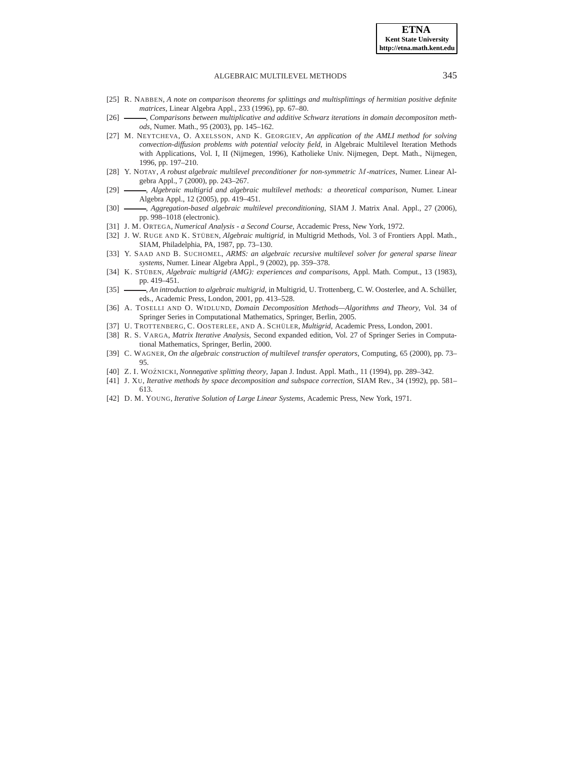[25] R. NABBEN, *A note on comparison theorems for splittings and multisplittings of hermitian positive definite matrices*, Linear Algebra Appl., 233 (1996), pp. 67–80.

[26] ———, *Comparisons between multiplicative and additive Schwarz iterations in domain decompositon methods*, Numer. Math., 95 (2003), pp. 145–162.

[27] M. NEYTCHEVA, O. AXELSSON, AND K. GEORGIEV, *An application of the AMLI method for solving convection-diffusion problems with potential velocity field*, in Algebraic Multilevel Iteration Methods with Applications, Vol. I, II (Nijmegen, 1996), Katholieke Univ. Nijmegen, Dept. Math., Nijmegen, 1996, pp. 197–210.

[28] Y. NOTAY, *A robust algebraic multilevel preconditioner for non-symmetric $M$-matrices*, Numer. Linear Algebra Appl., 7 (2000), pp. 243–267.

[29] ———, *Algebraic multigrid and algebraic multilevel methods: a theoretical comparison*, Numer. Linear Algebra Appl., 12 (2005), pp. 419–451.

[30] ———, *Aggregation-based algebraic multilevel preconditioning*, SIAM J. Matrix Anal. Appl., 27 (2006), pp. 998–1018 (electronic).

[31] J. M. ORTEGA, *Numerical Analysis - a Second Course*, Accademic Press, New York, 1972.

[32] J. W. RUGE AND K. STÜBEN, *Algebraic multigrid*, in Multigrid Methods, Vol. 3 of Frontiers Appl. Math., SIAM, Philadelphia, PA, 1987, pp. 73–130.

[33] Y. SAAD AND B. SUCHOMEL, *ARMS: an algebraic recursive multilevel solver for general sparse linear systems*, Numer. Linear Algebra Appl., 9 (2002), pp. 359–378.

[34] K. STÜBEN, *Algebraic multigrid (AMG): experiences and comparisons*, Appl. Math. Comput., 13 (1983), pp. 419–451.

[35] ———, *An introduction to algebraic multigrid*, in Multigrid, U. Trottenberg, C. W. Oosterlee, and A. Schüller, eds., Academic Press, London, 2001, pp. 413–528.

[36] A. TOSELLI AND O. WIDLUND, *Domain Decomposition Methods—Algorithms and Theory*, Vol. 34 of Springer Series in Computational Mathematics, Springer, Berlin, 2005.

[37] U. TROTTENBERG, C. OOSTERLEE, AND A. SCHÜLER, *Multigrid*, Academic Press, London, 2001.

[38] R. S. VARGA, *Matrix Iterative Analysis*, Second expanded edition, Vol. 27 of Springer Series in Computational Mathematics, Springer, Berlin, 2000.

[39] C. WAGNER, *On the algebraic construction of multilevel transfer operators*, Computing, 65 (2000), pp. 73–95.

[40] Z. I. WOŹNICKI, *Nonnegative splitting theory*, Japan J. Indust. Appl. Math., 11 (1994), pp. 289–342.

[41] J. XU, *Iterative methods by space decomposition and subspace correction*, SIAM Rev., 34 (1992), pp. 581–613.

[42] D. M. YOUNG, *Iterative Solution of Large Linear Systems*, Academic Press, New York, 1971.